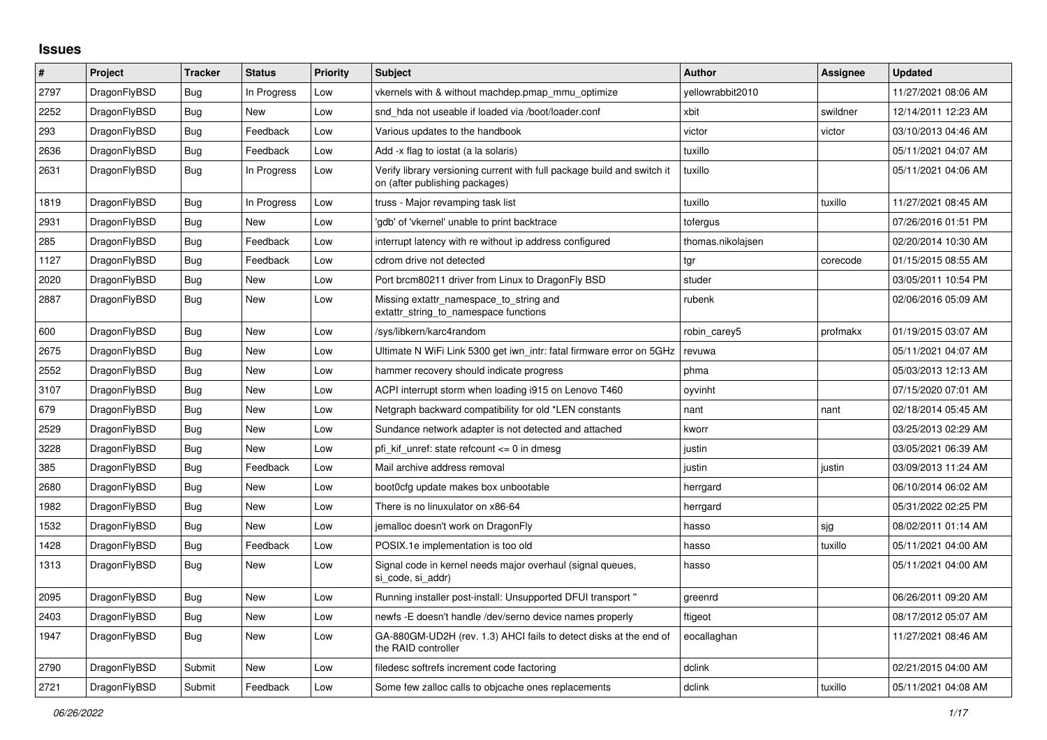# Issues

| # | Project | Tracker | Status | Priority | Subject | Author | Assignee | Updated |
|---|---|---|---|---|---|---|---|---|
| 2797 | DragonFlyBSD | Bug | In Progress | Low | vkernels with & without machdep.pmap_mmu_optimize | yellowrabbit2010 | | 11/27/2021 08:06 AM |
| 2252 | DragonFlyBSD | Bug | New | Low | snd_hda not useable if loaded via /boot/loader.conf | xbit | swildner | 12/14/2011 12:23 AM |
| 293 | DragonFlyBSD | Bug | Feedback | Low | Various updates to the handbook | victor | victor | 03/10/2013 04:46 AM |
| 2636 | DragonFlyBSD | Bug | Feedback | Low | Add -x flag to iostat (a la solaris) | tuxillo | | 05/11/2021 04:07 AM |
| 2631 | DragonFlyBSD | Bug | In Progress | Low | Verify library versioning current with full package build and switch it on (after publishing packages) | tuxillo | | 05/11/2021 04:06 AM |
| 1819 | DragonFlyBSD | Bug | In Progress | Low | truss - Major revamping task list | tuxillo | tuxillo | 11/27/2021 08:45 AM |
| 2931 | DragonFlyBSD | Bug | New | Low | 'gdb' of 'vkernel' unable to print backtrace | tofergus | | 07/26/2016 01:51 PM |
| 285 | DragonFlyBSD | Bug | Feedback | Low | interrupt latency with re without ip address configured | thomas.nikolajsen | | 02/20/2014 10:30 AM |
| 1127 | DragonFlyBSD | Bug | Feedback | Low | cdrom drive not detected | tgr | corecode | 01/15/2015 08:55 AM |
| 2020 | DragonFlyBSD | Bug | New | Low | Port brcm80211 driver from Linux to DragonFly BSD | studer | | 03/05/2011 10:54 PM |
| 2887 | DragonFlyBSD | Bug | New | Low | Missing extattr_namespace_to_string and extattr_string_to_namespace functions | rubenk | | 02/06/2016 05:09 AM |
| 600 | DragonFlyBSD | Bug | New | Low | /sys/libkern/karc4random | robin_carey5 | profmakx | 01/19/2015 03:07 AM |
| 2675 | DragonFlyBSD | Bug | New | Low | Ultimate N WiFi Link 5300 get iwn_intr: fatal firmware error on 5GHz | revuwa | | 05/11/2021 04:07 AM |
| 2552 | DragonFlyBSD | Bug | New | Low | hammer recovery should indicate progress | phma | | 05/03/2013 12:13 AM |
| 3107 | DragonFlyBSD | Bug | New | Low | ACPI interrupt storm when loading i915 on Lenovo T460 | oyvinht | | 07/15/2020 07:01 AM |
| 679 | DragonFlyBSD | Bug | New | Low | Netgraph backward compatibility for old *LEN constants | nant | nant | 02/18/2014 05:45 AM |
| 2529 | DragonFlyBSD | Bug | New | Low | Sundance network adapter is not detected and attached | kworr | | 03/25/2013 02:29 AM |
| 3228 | DragonFlyBSD | Bug | New | Low | pfi_kif_unref: state refcount <= 0 in dmesg | justin | | 03/05/2021 06:39 AM |
| 385 | DragonFlyBSD | Bug | Feedback | Low | Mail archive address removal | justin | justin | 03/09/2013 11:24 AM |
| 2680 | DragonFlyBSD | Bug | New | Low | boot0cfg update makes box unbootable | herrgard | | 06/10/2014 06:02 AM |
| 1982 | DragonFlyBSD | Bug | New | Low | There is no linuxulator on x86-64 | herrgard | | 05/31/2022 02:25 PM |
| 1532 | DragonFlyBSD | Bug | New | Low | jemalloc doesn't work on DragonFly | hasso | sjg | 08/02/2011 01:14 AM |
| 1428 | DragonFlyBSD | Bug | Feedback | Low | POSIX.1e implementation is too old | hasso | tuxillo | 05/11/2021 04:00 AM |
| 1313 | DragonFlyBSD | Bug | New | Low | Signal code in kernel needs major overhaul (signal queues, si_code, si_addr) | hasso | | 05/11/2021 04:00 AM |
| 2095 | DragonFlyBSD | Bug | New | Low | Running installer post-install: Unsupported DFUI transport " | greenrd | | 06/26/2011 09:20 AM |
| 2403 | DragonFlyBSD | Bug | New | Low | newfs -E doesn't handle /dev/serno device names properly | ftigeot | | 08/17/2012 05:07 AM |
| 1947 | DragonFlyBSD | Bug | New | Low | GA-880GM-UD2H (rev. 1.3) AHCI fails to detect disks at the end of the RAID controller | eocallaghan | | 11/27/2021 08:46 AM |
| 2790 | DragonFlyBSD | Submit | New | Low | filedesc softrefs increment code factoring | dclink | | 02/21/2015 04:00 AM |
| 2721 | DragonFlyBSD | Submit | Feedback | Low | Some few zalloc calls to objcache ones replacements | dclink | tuxillo | 05/11/2021 04:08 AM |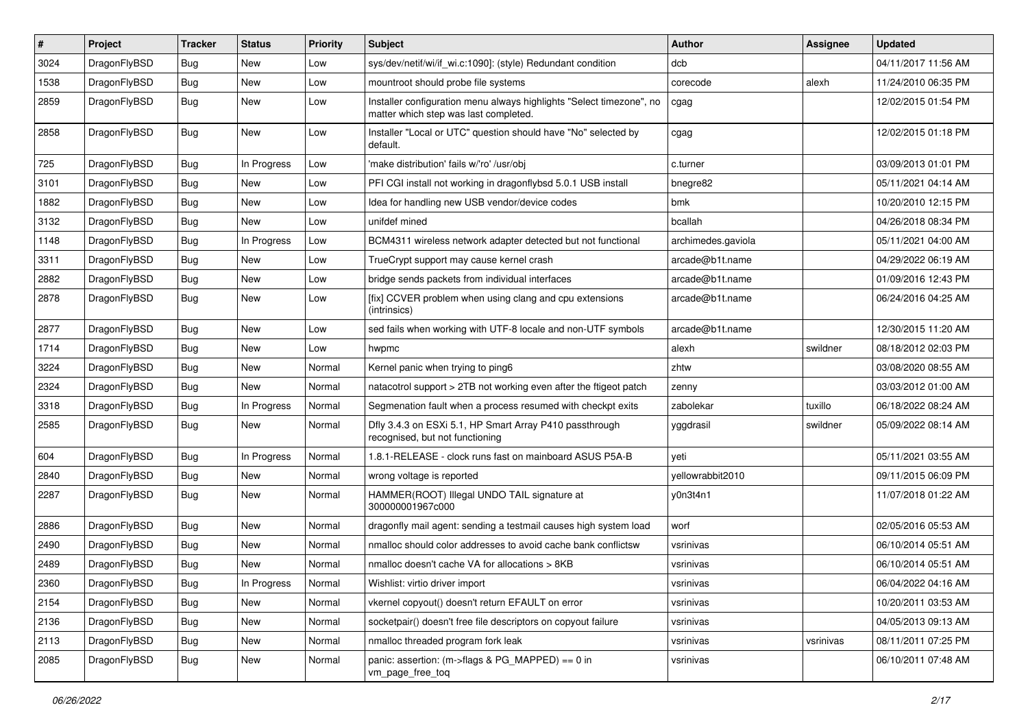| # | Project | Tracker | Status | Priority | Subject | Author | Assignee | Updated |
|---|---|---|---|---|---|---|---|---|
| 3024 | DragonFlyBSD | Bug | New | Low | sys/dev/netif/wi/if_wi.c:1090]: (style) Redundant condition | dcb | | 04/11/2017 11:56 AM |
| 1538 | DragonFlyBSD | Bug | New | Low | mountroot should probe file systems | corecode | alexh | 11/24/2010 06:35 PM |
| 2859 | DragonFlyBSD | Bug | New | Low | Installer configuration menu always highlights "Select timezone", no matter which step was last completed. | cgag | | 12/02/2015 01:54 PM |
| 2858 | DragonFlyBSD | Bug | New | Low | Installer "Local or UTC" question should have "No" selected by default. | cgag | | 12/02/2015 01:18 PM |
| 725 | DragonFlyBSD | Bug | In Progress | Low | 'make distribution' fails w/'ro' /usr/obj | c.turner | | 03/09/2013 01:01 PM |
| 3101 | DragonFlyBSD | Bug | New | Low | PFI CGI install not working in dragonflybsd 5.0.1 USB install | bnegre82 | | 05/11/2021 04:14 AM |
| 1882 | DragonFlyBSD | Bug | New | Low | Idea for handling new USB vendor/device codes | bmk | | 10/20/2010 12:15 PM |
| 3132 | DragonFlyBSD | Bug | New | Low | unifdef mined | bcallah | | 04/26/2018 08:34 PM |
| 1148 | DragonFlyBSD | Bug | In Progress | Low | BCM4311 wireless network adapter detected but not functional | archimedes.gaviola | | 05/11/2021 04:00 AM |
| 3311 | DragonFlyBSD | Bug | New | Low | TrueCrypt support may cause kernel crash | arcade@b1t.name | | 04/29/2022 06:19 AM |
| 2882 | DragonFlyBSD | Bug | New | Low | bridge sends packets from individual interfaces | arcade@b1t.name | | 01/09/2016 12:43 PM |
| 2878 | DragonFlyBSD | Bug | New | Low | [fix] CCVER problem when using clang and cpu extensions (intrinsics) | arcade@b1t.name | | 06/24/2016 04:25 AM |
| 2877 | DragonFlyBSD | Bug | New | Low | sed fails when working with UTF-8 locale and non-UTF symbols | arcade@b1t.name | | 12/30/2015 11:20 AM |
| 1714 | DragonFlyBSD | Bug | New | Low | hwpmc | alexh | swildner | 08/18/2012 02:03 PM |
| 3224 | DragonFlyBSD | Bug | New | Normal | Kernel panic when trying to ping6 | zhtw | | 03/08/2020 08:55 AM |
| 2324 | DragonFlyBSD | Bug | New | Normal | natacotrol support > 2TB not working even after the ftigeot patch | zenny | | 03/03/2012 01:00 AM |
| 3318 | DragonFlyBSD | Bug | In Progress | Normal | Segmenation fault when a process resumed with checkpt exits | zabolekar | tuxillo | 06/18/2022 08:24 AM |
| 2585 | DragonFlyBSD | Bug | New | Normal | Dfly 3.4.3 on ESXi 5.1, HP Smart Array P410 passthrough recognised, but not functioning | yggdrasil | swildner | 05/09/2022 08:14 AM |
| 604 | DragonFlyBSD | Bug | In Progress | Normal | 1.8.1-RELEASE - clock runs fast on mainboard ASUS P5A-B | yeti | | 05/11/2021 03:55 AM |
| 2840 | DragonFlyBSD | Bug | New | Normal | wrong voltage is reported | yellowrabbit2010 | | 09/11/2015 06:09 PM |
| 2287 | DragonFlyBSD | Bug | New | Normal | HAMMER(ROOT) Illegal UNDO TAIL signature at 300000001967c000 | y0n3t4n1 | | 11/07/2018 01:22 AM |
| 2886 | DragonFlyBSD | Bug | New | Normal | dragonfly mail agent: sending a testmail causes high system load | worf | | 02/05/2016 05:53 AM |
| 2490 | DragonFlyBSD | Bug | New | Normal | nmalloc should color addresses to avoid cache bank conflictsw | vsrinivas | | 06/10/2014 05:51 AM |
| 2489 | DragonFlyBSD | Bug | New | Normal | nmalloc doesn't cache VA for allocations > 8KB | vsrinivas | | 06/10/2014 05:51 AM |
| 2360 | DragonFlyBSD | Bug | In Progress | Normal | Wishlist: virtio driver import | vsrinivas | | 06/04/2022 04:16 AM |
| 2154 | DragonFlyBSD | Bug | New | Normal | vkernel copyout() doesn't return EFAULT on error | vsrinivas | | 10/20/2011 03:53 AM |
| 2136 | DragonFlyBSD | Bug | New | Normal | socketpair() doesn't free file descriptors on copyout failure | vsrinivas | | 04/05/2013 09:13 AM |
| 2113 | DragonFlyBSD | Bug | New | Normal | nmalloc threaded program fork leak | vsrinivas | vsrinivas | 08/11/2011 07:25 PM |
| 2085 | DragonFlyBSD | Bug | New | Normal | panic: assertion: (m->flags & PG_MAPPED) == 0 in vm_page_free_toq | vsrinivas | | 06/10/2011 07:48 AM |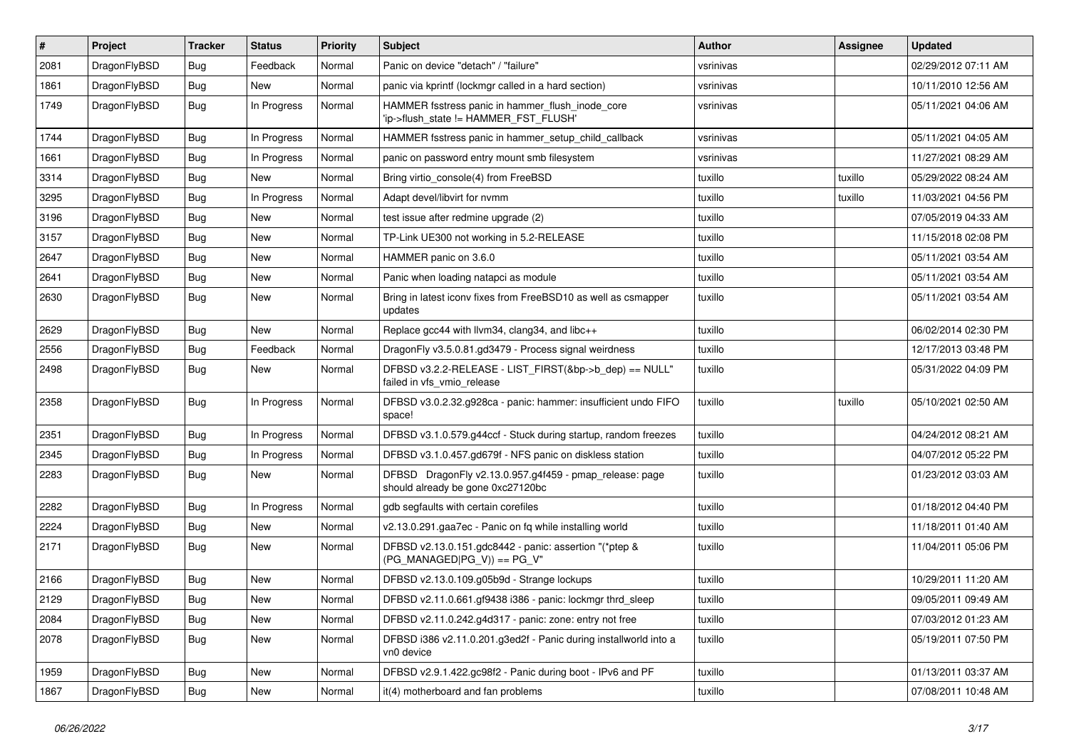| # | Project | Tracker | Status | Priority | Subject | Author | Assignee | Updated |
|---|---|---|---|---|---|---|---|---|
| 2081 | DragonFlyBSD | Bug | Feedback | Normal | Panic on device "detach" / "failure" | vsrinivas | | 02/29/2012 07:11 AM |
| 1861 | DragonFlyBSD | Bug | New | Normal | panic via kprintf (lockmgr called in a hard section) | vsrinivas | | 10/11/2010 12:56 AM |
| 1749 | DragonFlyBSD | Bug | In Progress | Normal | HAMMER fsstress panic in hammer_flush_inode_core 'ip->flush_state != HAMMER_FST_FLUSH' | vsrinivas | | 05/11/2021 04:06 AM |
| 1744 | DragonFlyBSD | Bug | In Progress | Normal | HAMMER fsstress panic in hammer_setup_child_callback | vsrinivas | | 05/11/2021 04:05 AM |
| 1661 | DragonFlyBSD | Bug | In Progress | Normal | panic on password entry mount smb filesystem | vsrinivas | | 11/27/2021 08:29 AM |
| 3314 | DragonFlyBSD | Bug | New | Normal | Bring virtio_console(4) from FreeBSD | tuxillo | tuxillo | 05/29/2022 08:24 AM |
| 3295 | DragonFlyBSD | Bug | In Progress | Normal | Adapt devel/libvirt for nvmm | tuxillo | tuxillo | 11/03/2021 04:56 PM |
| 3196 | DragonFlyBSD | Bug | New | Normal | test issue after redmine upgrade (2) | tuxillo | | 07/05/2019 04:33 AM |
| 3157 | DragonFlyBSD | Bug | New | Normal | TP-Link UE300 not working in 5.2-RELEASE | tuxillo | | 11/15/2018 02:08 PM |
| 2647 | DragonFlyBSD | Bug | New | Normal | HAMMER panic on 3.6.0 | tuxillo | | 05/11/2021 03:54 AM |
| 2641 | DragonFlyBSD | Bug | New | Normal | Panic when loading natapci as module | tuxillo | | 05/11/2021 03:54 AM |
| 2630 | DragonFlyBSD | Bug | New | Normal | Bring in latest iconv fixes from FreeBSD10 as well as csmapper updates | tuxillo | | 05/11/2021 03:54 AM |
| 2629 | DragonFlyBSD | Bug | New | Normal | Replace gcc44 with llvm34, clang34, and libc++ | tuxillo | | 06/02/2014 02:30 PM |
| 2556 | DragonFlyBSD | Bug | Feedback | Normal | DragonFly v3.5.0.81.gd3479 - Process signal weirdness | tuxillo | | 12/17/2013 03:48 PM |
| 2498 | DragonFlyBSD | Bug | New | Normal | DFBSD v3.2.2-RELEASE - LIST_FIRST(&bp->b_dep) == NULL" failed in vfs_vmio_release | tuxillo | | 05/31/2022 04:09 PM |
| 2358 | DragonFlyBSD | Bug | In Progress | Normal | DFBSD v3.0.2.32.g928ca - panic: hammer: insufficient undo FIFO space! | tuxillo | tuxillo | 05/10/2021 02:50 AM |
| 2351 | DragonFlyBSD | Bug | In Progress | Normal | DFBSD v3.1.0.579.g44ccf - Stuck during startup, random freezes | tuxillo | | 04/24/2012 08:21 AM |
| 2345 | DragonFlyBSD | Bug | In Progress | Normal | DFBSD v3.1.0.457.gd679f - NFS panic on diskless station | tuxillo | | 04/07/2012 05:22 PM |
| 2283 | DragonFlyBSD | Bug | New | Normal | DFBSD DragonFly v2.13.0.957.g4f459 - pmap_release: page should already be gone 0xc27120bc | tuxillo | | 01/23/2012 03:03 AM |
| 2282 | DragonFlyBSD | Bug | In Progress | Normal | gdb segfaults with certain corefiles | tuxillo | | 01/18/2012 04:40 PM |
| 2224 | DragonFlyBSD | Bug | New | Normal | v2.13.0.291.gaa7ec - Panic on fq while installing world | tuxillo | | 11/18/2011 01:40 AM |
| 2171 | DragonFlyBSD | Bug | New | Normal | DFBSD v2.13.0.151.gdc8442 - panic: assertion "(*ptep & (PG_MANAGED\|PG_V)) == PG_V" | tuxillo | | 11/04/2011 05:06 PM |
| 2166 | DragonFlyBSD | Bug | New | Normal | DFBSD v2.13.0.109.g05b9d - Strange lockups | tuxillo | | 10/29/2011 11:20 AM |
| 2129 | DragonFlyBSD | Bug | New | Normal | DFBSD v2.11.0.661.gf9438 i386 - panic: lockmgr thrd_sleep | tuxillo | | 09/05/2011 09:49 AM |
| 2084 | DragonFlyBSD | Bug | New | Normal | DFBSD v2.11.0.242.g4d317 - panic: zone: entry not free | tuxillo | | 07/03/2012 01:23 AM |
| 2078 | DragonFlyBSD | Bug | New | Normal | DFBSD i386 v2.11.0.201.g3ed2f - Panic during installworld into a vn0 device | tuxillo | | 05/19/2011 07:50 PM |
| 1959 | DragonFlyBSD | Bug | New | Normal | DFBSD v2.9.1.422.gc98f2 - Panic during boot - IPv6 and PF | tuxillo | | 01/13/2011 03:37 AM |
| 1867 | DragonFlyBSD | Bug | New | Normal | it(4) motherboard and fan problems | tuxillo | | 07/08/2011 10:48 AM |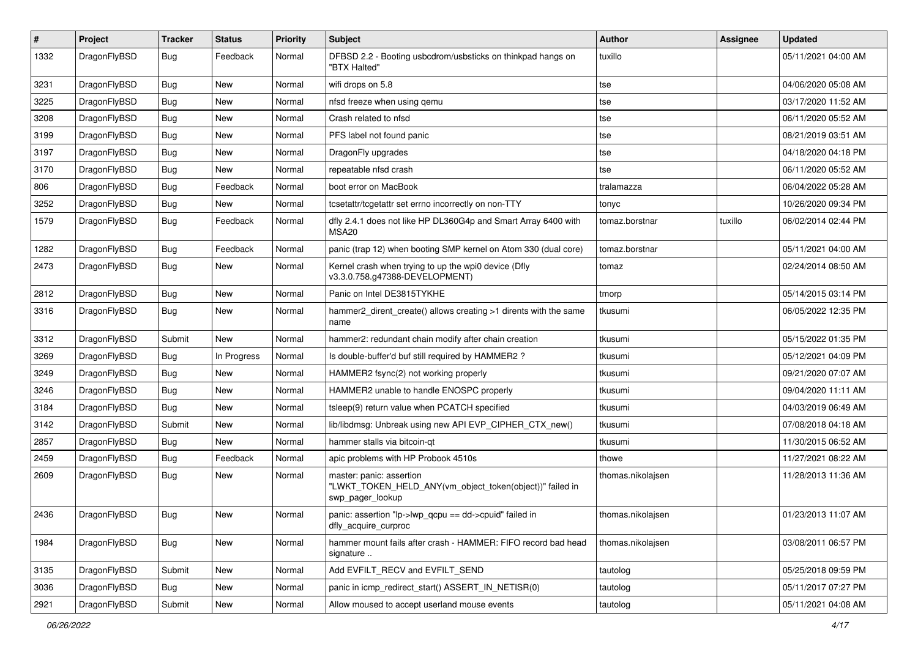| # | Project | Tracker | Status | Priority | Subject | Author | Assignee | Updated |
|---|---|---|---|---|---|---|---|---|
| 1332 | DragonFlyBSD | Bug | Feedback | Normal | DFBSD 2.2 - Booting usbcdrom/usbsticks on thinkpad hangs on "BTX Halted" | tuxillo | | 05/11/2021 04:00 AM |
| 3231 | DragonFlyBSD | Bug | New | Normal | wifi drops on 5.8 | tse | | 04/06/2020 05:08 AM |
| 3225 | DragonFlyBSD | Bug | New | Normal | nfsd freeze when using qemu | tse | | 03/17/2020 11:52 AM |
| 3208 | DragonFlyBSD | Bug | New | Normal | Crash related to nfsd | tse | | 06/11/2020 05:52 AM |
| 3199 | DragonFlyBSD | Bug | New | Normal | PFS label not found panic | tse | | 08/21/2019 03:51 AM |
| 3197 | DragonFlyBSD | Bug | New | Normal | DragonFly upgrades | tse | | 04/18/2020 04:18 PM |
| 3170 | DragonFlyBSD | Bug | New | Normal | repeatable nfsd crash | tse | | 06/11/2020 05:52 AM |
| 806 | DragonFlyBSD | Bug | Feedback | Normal | boot error on MacBook | tralamazza | | 06/04/2022 05:28 AM |
| 3252 | DragonFlyBSD | Bug | New | Normal | tcsetattr/tcgetattr set errno incorrectly on non-TTY | tonyc | | 10/26/2020 09:34 PM |
| 1579 | DragonFlyBSD | Bug | Feedback | Normal | dfly 2.4.1 does not like HP DL360G4p and Smart Array 6400 with MSA20 | tomaz.borstnar | tuxillo | 06/02/2014 02:44 PM |
| 1282 | DragonFlyBSD | Bug | Feedback | Normal | panic (trap 12) when booting SMP kernel on Atom 330 (dual core) | tomaz.borstnar | | 05/11/2021 04:00 AM |
| 2473 | DragonFlyBSD | Bug | New | Normal | Kernel crash when trying to up the wpi0 device (Dfly v3.3.0.758.g47388-DEVELOPMENT) | tomaz | | 02/24/2014 08:50 AM |
| 2812 | DragonFlyBSD | Bug | New | Normal | Panic on Intel DE3815TYKHE | tmorp | | 05/14/2015 03:14 PM |
| 3316 | DragonFlyBSD | Bug | New | Normal | hammer2_dirent_create() allows creating >1 dirents with the same name | tkusumi | | 06/05/2022 12:35 PM |
| 3312 | DragonFlyBSD | Submit | New | Normal | hammer2: redundant chain modify after chain creation | tkusumi | | 05/15/2022 01:35 PM |
| 3269 | DragonFlyBSD | Bug | In Progress | Normal | Is double-buffer'd buf still required by HAMMER2 ? | tkusumi | | 05/12/2021 04:09 PM |
| 3249 | DragonFlyBSD | Bug | New | Normal | HAMMER2 fsync(2) not working properly | tkusumi | | 09/21/2020 07:07 AM |
| 3246 | DragonFlyBSD | Bug | New | Normal | HAMMER2 unable to handle ENOSPC properly | tkusumi | | 09/04/2020 11:11 AM |
| 3184 | DragonFlyBSD | Bug | New | Normal | tsleep(9) return value when PCATCH specified | tkusumi | | 04/03/2019 06:49 AM |
| 3142 | DragonFlyBSD | Submit | New | Normal | lib/libdmsg: Unbreak using new API EVP_CIPHER_CTX_new() | tkusumi | | 07/08/2018 04:18 AM |
| 2857 | DragonFlyBSD | Bug | New | Normal | hammer stalls via bitcoin-qt | tkusumi | | 11/30/2015 06:52 AM |
| 2459 | DragonFlyBSD | Bug | Feedback | Normal | apic problems with HP Probook 4510s | thowe | | 11/27/2021 08:22 AM |
| 2609 | DragonFlyBSD | Bug | New | Normal | master: panic: assertion "LWKT_TOKEN_HELD_ANY(vm_object_token(object))" failed in swp_pager_lookup | thomas.nikolajsen | | 11/28/2013 11:36 AM |
| 2436 | DragonFlyBSD | Bug | New | Normal | panic: assertion "lp->lwp_qcpu == dd->cpuid" failed in dfly_acquire_curproc | thomas.nikolajsen | | 01/23/2013 11:07 AM |
| 1984 | DragonFlyBSD | Bug | New | Normal | hammer mount fails after crash - HAMMER: FIFO record bad head signature .. | thomas.nikolajsen | | 03/08/2011 06:57 PM |
| 3135 | DragonFlyBSD | Submit | New | Normal | Add EVFILT_RECV and EVFILT_SEND | tautolog | | 05/25/2018 09:59 PM |
| 3036 | DragonFlyBSD | Bug | New | Normal | panic in icmp_redirect_start() ASSERT_IN_NETISR(0) | tautolog | | 05/11/2017 07:27 PM |
| 2921 | DragonFlyBSD | Submit | New | Normal | Allow moused to accept userland mouse events | tautolog | | 05/11/2021 04:08 AM |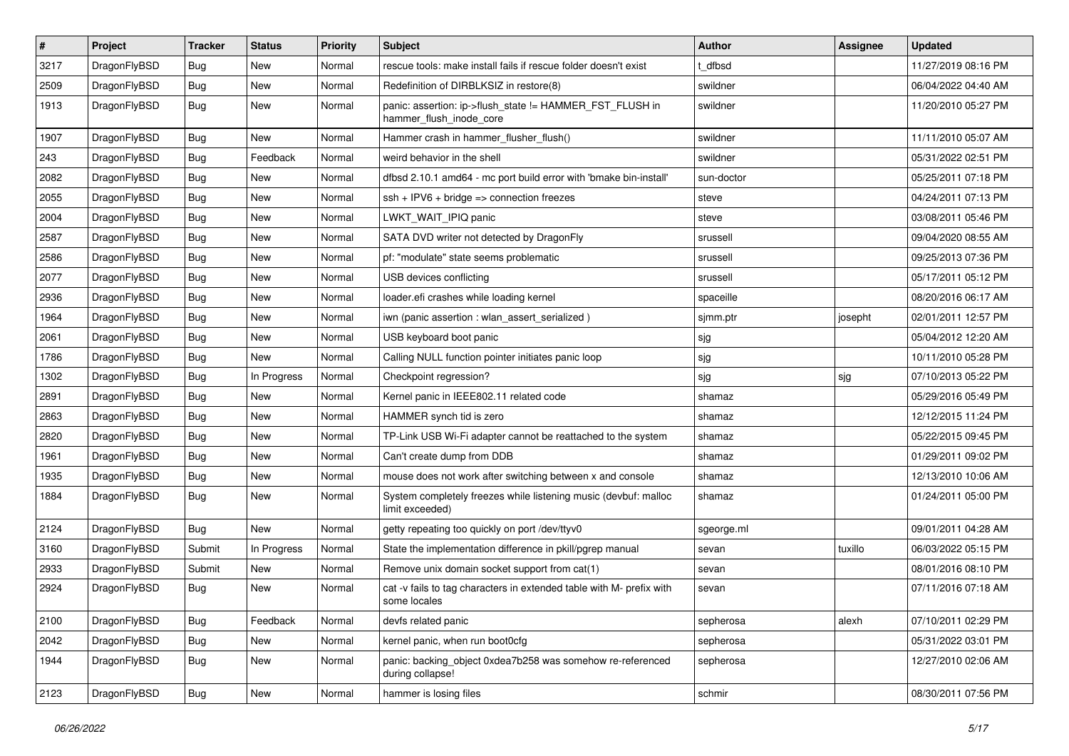| # | Project | Tracker | Status | Priority | Subject | Author | Assignee | Updated |
|---|---|---|---|---|---|---|---|---|
| 3217 | DragonFlyBSD | Bug | New | Normal | rescue tools: make install fails if rescue folder doesn't exist | t_dfbsd | | 11/27/2019 08:16 PM |
| 2509 | DragonFlyBSD | Bug | New | Normal | Redefinition of DIRBLKSIZ in restore(8) | swildner | | 06/04/2022 04:40 AM |
| 1913 | DragonFlyBSD | Bug | New | Normal | panic: assertion: ip->flush_state != HAMMER_FST_FLUSH in hammer_flush_inode_core | swildner | | 11/20/2010 05:27 PM |
| 1907 | DragonFlyBSD | Bug | New | Normal | Hammer crash in hammer_flusher_flush() | swildner | | 11/11/2010 05:07 AM |
| 243 | DragonFlyBSD | Bug | Feedback | Normal | weird behavior in the shell | swildner | | 05/31/2022 02:51 PM |
| 2082 | DragonFlyBSD | Bug | New | Normal | dfbsd 2.10.1 amd64 - mc port build error with 'bmake bin-install' | sun-doctor | | 05/25/2011 07:18 PM |
| 2055 | DragonFlyBSD | Bug | New | Normal | ssh + IPV6 + bridge => connection freezes | steve | | 04/24/2011 07:13 PM |
| 2004 | DragonFlyBSD | Bug | New | Normal | LWKT_WAIT_IPIQ panic | steve | | 03/08/2011 05:46 PM |
| 2587 | DragonFlyBSD | Bug | New | Normal | SATA DVD writer not detected by DragonFly | srussell | | 09/04/2020 08:55 AM |
| 2586 | DragonFlyBSD | Bug | New | Normal | pf: "modulate" state seems problematic | srussell | | 09/25/2013 07:36 PM |
| 2077 | DragonFlyBSD | Bug | New | Normal | USB devices conflicting | srussell | | 05/17/2011 05:12 PM |
| 2936 | DragonFlyBSD | Bug | New | Normal | loader.efi crashes while loading kernel | spaceille | | 08/20/2016 06:17 AM |
| 1964 | DragonFlyBSD | Bug | New | Normal | iwn (panic assertion : wlan_assert_serialized ) | sjmm.ptr | josepht | 02/01/2011 12:57 PM |
| 2061 | DragonFlyBSD | Bug | New | Normal | USB keyboard boot panic | sjg | | 05/04/2012 12:20 AM |
| 1786 | DragonFlyBSD | Bug | New | Normal | Calling NULL function pointer initiates panic loop | sjg | | 10/11/2010 05:28 PM |
| 1302 | DragonFlyBSD | Bug | In Progress | Normal | Checkpoint regression? | sjg | sjg | 07/10/2013 05:22 PM |
| 2891 | DragonFlyBSD | Bug | New | Normal | Kernel panic in IEEE802.11 related code | shamaz | | 05/29/2016 05:49 PM |
| 2863 | DragonFlyBSD | Bug | New | Normal | HAMMER synch tid is zero | shamaz | | 12/12/2015 11:24 PM |
| 2820 | DragonFlyBSD | Bug | New | Normal | TP-Link USB Wi-Fi adapter cannot be reattached to the system | shamaz | | 05/22/2015 09:45 PM |
| 1961 | DragonFlyBSD | Bug | New | Normal | Can't create dump from DDB | shamaz | | 01/29/2011 09:02 PM |
| 1935 | DragonFlyBSD | Bug | New | Normal | mouse does not work after switching between x and console | shamaz | | 12/13/2010 10:06 AM |
| 1884 | DragonFlyBSD | Bug | New | Normal | System completely freezes while listening music (devbuf: malloc limit exceeded) | shamaz | | 01/24/2011 05:00 PM |
| 2124 | DragonFlyBSD | Bug | New | Normal | getty repeating too quickly on port /dev/ttyv0 | sgeorge.ml | | 09/01/2011 04:28 AM |
| 3160 | DragonFlyBSD | Submit | In Progress | Normal | State the implementation difference in pkill/pgrep manual | sevan | tuxillo | 06/03/2022 05:15 PM |
| 2933 | DragonFlyBSD | Submit | New | Normal | Remove unix domain socket support from cat(1) | sevan | | 08/01/2016 08:10 PM |
| 2924 | DragonFlyBSD | Bug | New | Normal | cat -v fails to tag characters in extended table with M- prefix with some locales | sevan | | 07/11/2016 07:18 AM |
| 2100 | DragonFlyBSD | Bug | Feedback | Normal | devfs related panic | sepherosa | alexh | 07/10/2011 02:29 PM |
| 2042 | DragonFlyBSD | Bug | New | Normal | kernel panic, when run boot0cfg | sepherosa | | 05/31/2022 03:01 PM |
| 1944 | DragonFlyBSD | Bug | New | Normal | panic: backing_object 0xdea7b258 was somehow re-referenced during collapse! | sepherosa | | 12/27/2010 02:06 AM |
| 2123 | DragonFlyBSD | Bug | New | Normal | hammer is losing files | schmir | | 08/30/2011 07:56 PM |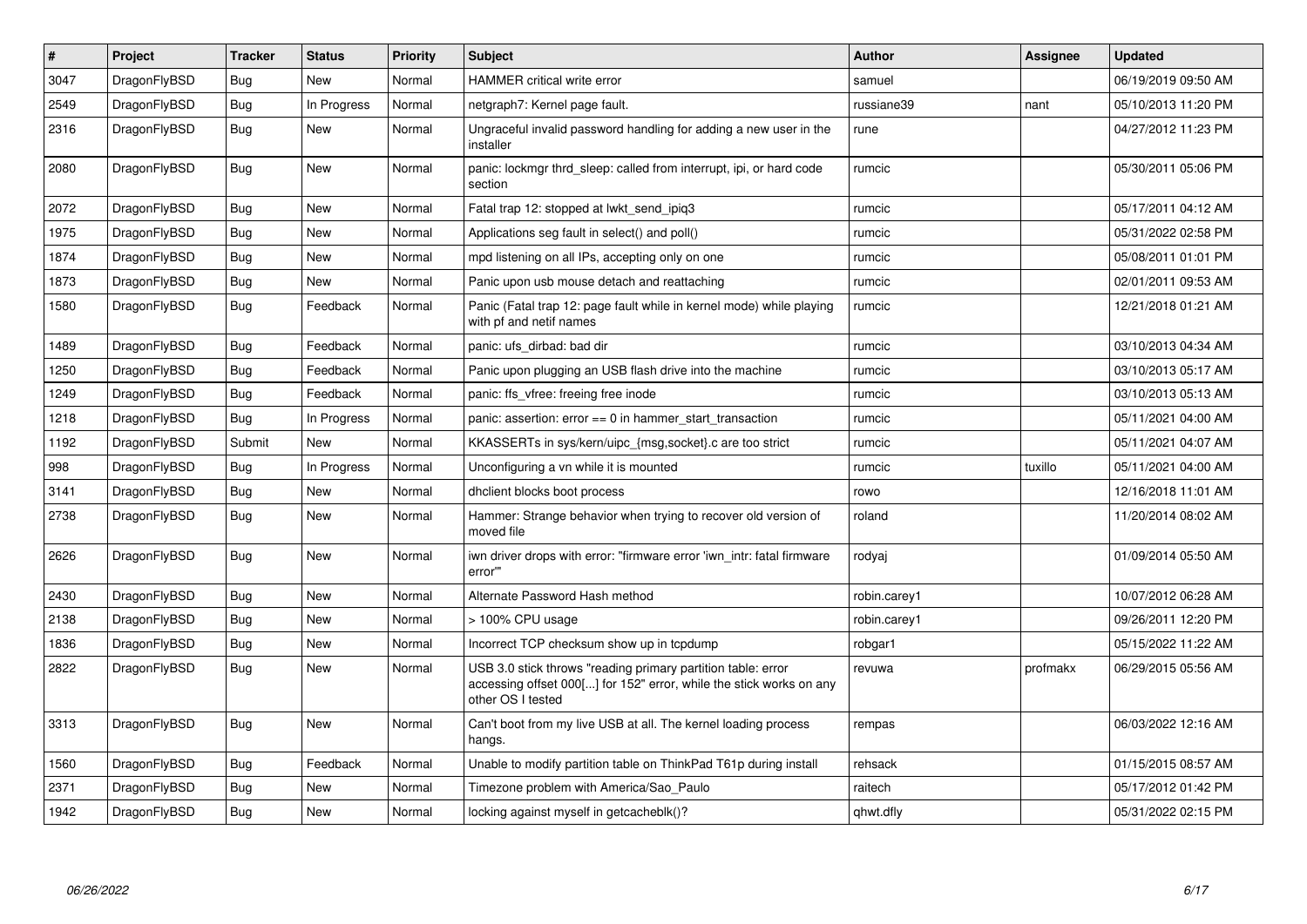| # | Project | Tracker | Status | Priority | Subject | Author | Assignee | Updated |
|---|---|---|---|---|---|---|---|---|
| 3047 | DragonFlyBSD | Bug | New | Normal | HAMMER critical write error | samuel | | 06/19/2019 09:50 AM |
| 2549 | DragonFlyBSD | Bug | In Progress | Normal | netgraph7: Kernel page fault. | russiane39 | nant | 05/10/2013 11:20 PM |
| 2316 | DragonFlyBSD | Bug | New | Normal | Ungraceful invalid password handling for adding a new user in the installer | rune | | 04/27/2012 11:23 PM |
| 2080 | DragonFlyBSD | Bug | New | Normal | panic: lockmgr thrd_sleep: called from interrupt, ipi, or hard code section | rumcic | | 05/30/2011 05:06 PM |
| 2072 | DragonFlyBSD | Bug | New | Normal | Fatal trap 12: stopped at lwkt_send_ipiq3 | rumcic | | 05/17/2011 04:12 AM |
| 1975 | DragonFlyBSD | Bug | New | Normal | Applications seg fault in select() and poll() | rumcic | | 05/31/2022 02:58 PM |
| 1874 | DragonFlyBSD | Bug | New | Normal | mpd listening on all IPs, accepting only on one | rumcic | | 05/08/2011 01:01 PM |
| 1873 | DragonFlyBSD | Bug | New | Normal | Panic upon usb mouse detach and reattaching | rumcic | | 02/01/2011 09:53 AM |
| 1580 | DragonFlyBSD | Bug | Feedback | Normal | Panic (Fatal trap 12: page fault while in kernel mode) while playing with pf and netif names | rumcic | | 12/21/2018 01:21 AM |
| 1489 | DragonFlyBSD | Bug | Feedback | Normal | panic: ufs_dirbad: bad dir | rumcic | | 03/10/2013 04:34 AM |
| 1250 | DragonFlyBSD | Bug | Feedback | Normal | Panic upon plugging an USB flash drive into the machine | rumcic | | 03/10/2013 05:17 AM |
| 1249 | DragonFlyBSD | Bug | Feedback | Normal | panic: ffs_vfree: freeing free inode | rumcic | | 03/10/2013 05:13 AM |
| 1218 | DragonFlyBSD | Bug | In Progress | Normal | panic: assertion: error == 0 in hammer_start_transaction | rumcic | | 05/11/2021 04:00 AM |
| 1192 | DragonFlyBSD | Submit | New | Normal | KKASSERTs in sys/kern/uipc_{msg,socket}.c are too strict | rumcic | | 05/11/2021 04:07 AM |
| 998 | DragonFlyBSD | Bug | In Progress | Normal | Unconfiguring a vn while it is mounted | rumcic | tuxillo | 05/11/2021 04:00 AM |
| 3141 | DragonFlyBSD | Bug | New | Normal | dhclient blocks boot process | rowo | | 12/16/2018 11:01 AM |
| 2738 | DragonFlyBSD | Bug | New | Normal | Hammer: Strange behavior when trying to recover old version of moved file | roland | | 11/20/2014 08:02 AM |
| 2626 | DragonFlyBSD | Bug | New | Normal | iwn driver drops with error: "firmware error 'iwn_intr: fatal firmware error'" | rodyaj | | 01/09/2014 05:50 AM |
| 2430 | DragonFlyBSD | Bug | New | Normal | Alternate Password Hash method | robin.carey1 | | 10/07/2012 06:28 AM |
| 2138 | DragonFlyBSD | Bug | New | Normal | > 100% CPU usage | robin.carey1 | | 09/26/2011 12:20 PM |
| 1836 | DragonFlyBSD | Bug | New | Normal | Incorrect TCP checksum show up in tcpdump | robgar1 | | 05/15/2022 11:22 AM |
| 2822 | DragonFlyBSD | Bug | New | Normal | USB 3.0 stick throws "reading primary partition table: error accessing offset 000[...] for 152" error, while the stick works on any other OS I tested | revuwa | profmakx | 06/29/2015 05:56 AM |
| 3313 | DragonFlyBSD | Bug | New | Normal | Can't boot from my live USB at all. The kernel loading process hangs. | rempas | | 06/03/2022 12:16 AM |
| 1560 | DragonFlyBSD | Bug | Feedback | Normal | Unable to modify partition table on ThinkPad T61p during install | rehsack | | 01/15/2015 08:57 AM |
| 2371 | DragonFlyBSD | Bug | New | Normal | Timezone problem with America/Sao_Paulo | raitech | | 05/17/2012 01:42 PM |
| 1942 | DragonFlyBSD | Bug | New | Normal | locking against myself in getcacheblk()? | qhwt.dfly | | 05/31/2022 02:15 PM |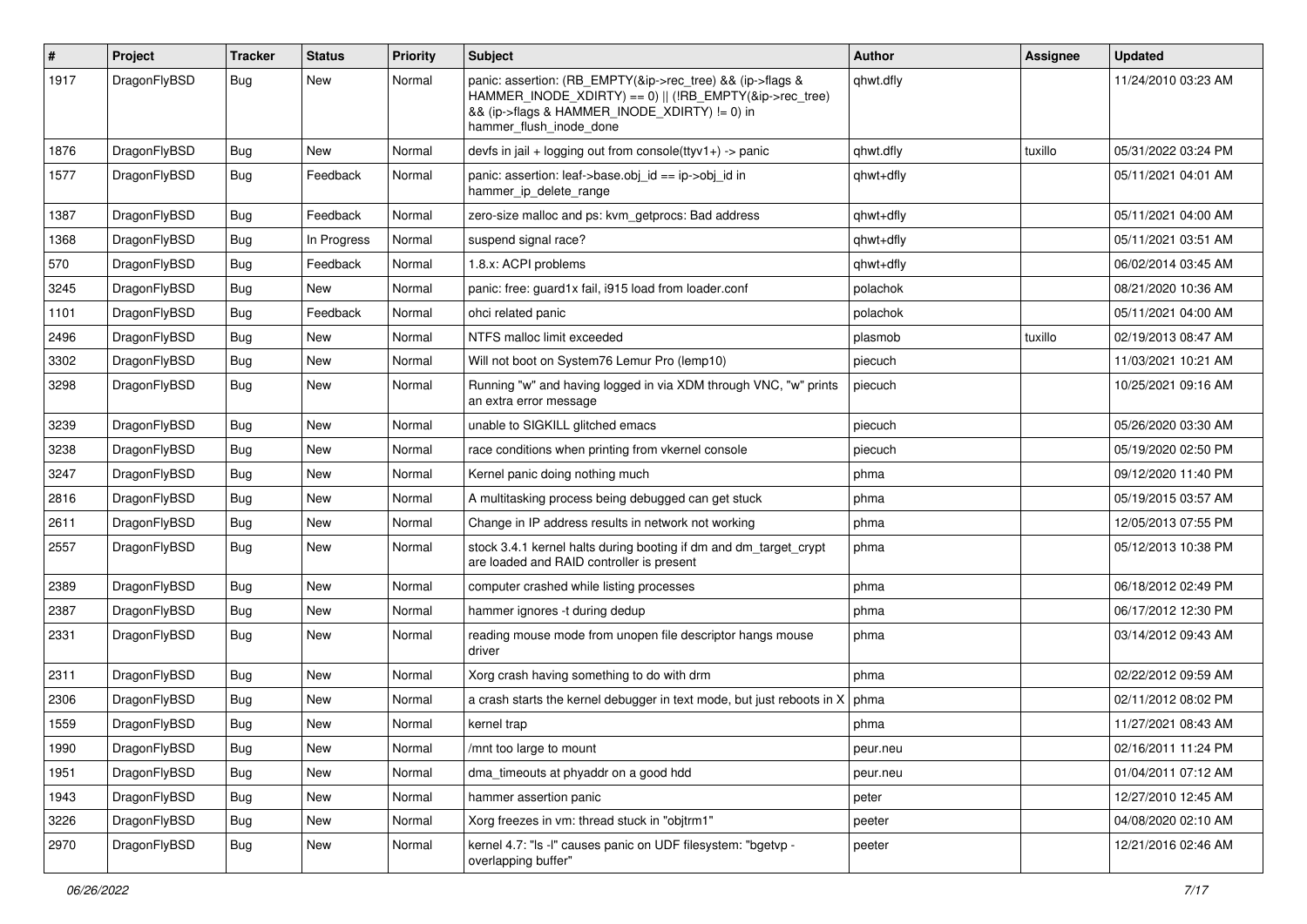| # | Project | Tracker | Status | Priority | Subject | Author | Assignee | Updated |
|---|---|---|---|---|---|---|---|---|
| 1917 | DragonFlyBSD | Bug | New | Normal | panic: assertion: (RB_EMPTY(&ip->rec_tree) && (ip->flags & HAMMER_INODE_XDIRTY) == 0) \|\| (!RB_EMPTY(&ip->rec_tree) && (ip->flags & HAMMER_INODE_XDIRTY) != 0) in hammer_flush_inode_done | qhwt.dfly | | 11/24/2010 03:23 AM |
| 1876 | DragonFlyBSD | Bug | New | Normal | devfs in jail + logging out from console(ttyv1+) -> panic | qhwt.dfly | tuxillo | 05/31/2022 03:24 PM |
| 1577 | DragonFlyBSD | Bug | Feedback | Normal | panic: assertion: leaf->base.obj_id == ip->obj_id in hammer_ip_delete_range | qhwt+dfly | | 05/11/2021 04:01 AM |
| 1387 | DragonFlyBSD | Bug | Feedback | Normal | zero-size malloc and ps: kvm_getprocs: Bad address | qhwt+dfly | | 05/11/2021 04:00 AM |
| 1368 | DragonFlyBSD | Bug | In Progress | Normal | suspend signal race? | qhwt+dfly | | 05/11/2021 03:51 AM |
| 570 | DragonFlyBSD | Bug | Feedback | Normal | 1.8.x: ACPI problems | qhwt+dfly | | 06/02/2014 03:45 AM |
| 3245 | DragonFlyBSD | Bug | New | Normal | panic: free: guard1x fail, i915 load from loader.conf | polachok | | 08/21/2020 10:36 AM |
| 1101 | DragonFlyBSD | Bug | Feedback | Normal | ohci related panic | polachok | | 05/11/2021 04:00 AM |
| 2496 | DragonFlyBSD | Bug | New | Normal | NTFS malloc limit exceeded | plasmob | tuxillo | 02/19/2013 08:47 AM |
| 3302 | DragonFlyBSD | Bug | New | Normal | Will not boot on System76 Lemur Pro (lemp10) | piecuch | | 11/03/2021 10:21 AM |
| 3298 | DragonFlyBSD | Bug | New | Normal | Running "w" and having logged in via XDM through VNC, "w" prints an extra error message | piecuch | | 10/25/2021 09:16 AM |
| 3239 | DragonFlyBSD | Bug | New | Normal | unable to SIGKILL glitched emacs | piecuch | | 05/26/2020 03:30 AM |
| 3238 | DragonFlyBSD | Bug | New | Normal | race conditions when printing from vkernel console | piecuch | | 05/19/2020 02:50 PM |
| 3247 | DragonFlyBSD | Bug | New | Normal | Kernel panic doing nothing much | phma | | 09/12/2020 11:40 PM |
| 2816 | DragonFlyBSD | Bug | New | Normal | A multitasking process being debugged can get stuck | phma | | 05/19/2015 03:57 AM |
| 2611 | DragonFlyBSD | Bug | New | Normal | Change in IP address results in network not working | phma | | 12/05/2013 07:55 PM |
| 2557 | DragonFlyBSD | Bug | New | Normal | stock 3.4.1 kernel halts during booting if dm and dm_target_crypt are loaded and RAID controller is present | phma | | 05/12/2013 10:38 PM |
| 2389 | DragonFlyBSD | Bug | New | Normal | computer crashed while listing processes | phma | | 06/18/2012 02:49 PM |
| 2387 | DragonFlyBSD | Bug | New | Normal | hammer ignores -t during dedup | phma | | 06/17/2012 12:30 PM |
| 2331 | DragonFlyBSD | Bug | New | Normal | reading mouse mode from unopen file descriptor hangs mouse driver | phma | | 03/14/2012 09:43 AM |
| 2311 | DragonFlyBSD | Bug | New | Normal | Xorg crash having something to do with drm | phma | | 02/22/2012 09:59 AM |
| 2306 | DragonFlyBSD | Bug | New | Normal | a crash starts the kernel debugger in text mode, but just reboots in X | phma | | 02/11/2012 08:02 PM |
| 1559 | DragonFlyBSD | Bug | New | Normal | kernel trap | phma | | 11/27/2021 08:43 AM |
| 1990 | DragonFlyBSD | Bug | New | Normal | /mnt too large to mount | peur.neu | | 02/16/2011 11:24 PM |
| 1951 | DragonFlyBSD | Bug | New | Normal | dma_timeouts at phyaddr on a good hdd | peur.neu | | 01/04/2011 07:12 AM |
| 1943 | DragonFlyBSD | Bug | New | Normal | hammer assertion panic | peter | | 12/27/2010 12:45 AM |
| 3226 | DragonFlyBSD | Bug | New | Normal | Xorg freezes in vm: thread stuck in "objtrm1" | peeter | | 04/08/2020 02:10 AM |
| 2970 | DragonFlyBSD | Bug | New | Normal | kernel 4.7: "ls -l" causes panic on UDF filesystem: "bgetvp - overlapping buffer" | peeter | | 12/21/2016 02:46 AM |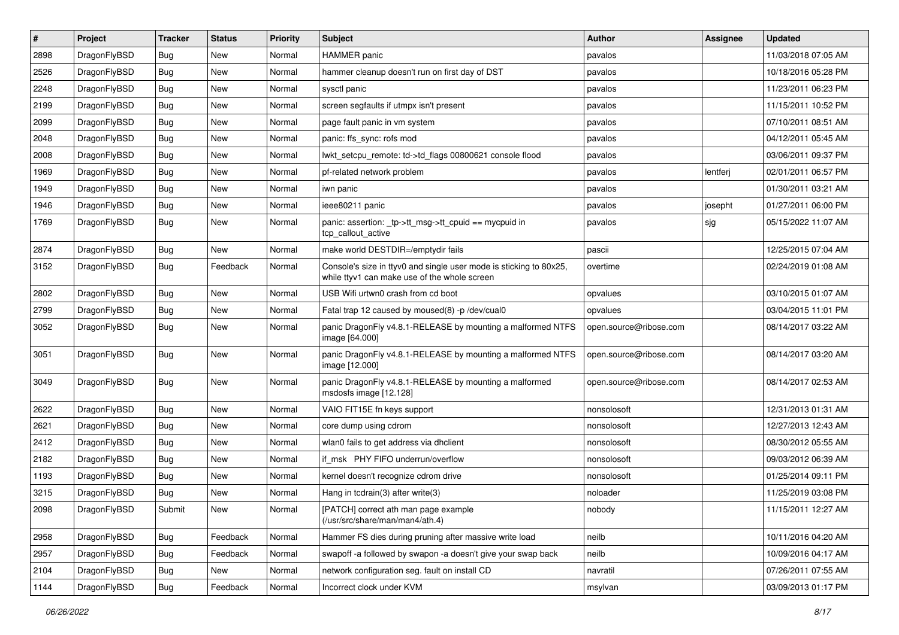| # | Project | Tracker | Status | Priority | Subject | Author | Assignee | Updated |
|---|---|---|---|---|---|---|---|---|
| 2898 | DragonFlyBSD | Bug | New | Normal | HAMMER panic | pavalos | | 11/03/2018 07:05 AM |
| 2526 | DragonFlyBSD | Bug | New | Normal | hammer cleanup doesn't run on first day of DST | pavalos | | 10/18/2016 05:28 PM |
| 2248 | DragonFlyBSD | Bug | New | Normal | sysctl panic | pavalos | | 11/23/2011 06:23 PM |
| 2199 | DragonFlyBSD | Bug | New | Normal | screen segfaults if utmpx isn't present | pavalos | | 11/15/2011 10:52 PM |
| 2099 | DragonFlyBSD | Bug | New | Normal | page fault panic in vm system | pavalos | | 07/10/2011 08:51 AM |
| 2048 | DragonFlyBSD | Bug | New | Normal | panic: ffs_sync: rofs mod | pavalos | | 04/12/2011 05:45 AM |
| 2008 | DragonFlyBSD | Bug | New | Normal | lwkt_setcpu_remote: td->td_flags 00800621 console flood | pavalos | | 03/06/2011 09:37 PM |
| 1969 | DragonFlyBSD | Bug | New | Normal | pf-related network problem | pavalos | lentferj | 02/01/2011 06:57 PM |
| 1949 | DragonFlyBSD | Bug | New | Normal | iwn panic | pavalos | | 01/30/2011 03:21 AM |
| 1946 | DragonFlyBSD | Bug | New | Normal | ieee80211 panic | pavalos | josepht | 01/27/2011 06:00 PM |
| 1769 | DragonFlyBSD | Bug | New | Normal | panic: assertion: _tp->tt_msg->tt_cpuid == mycpuid in tcp_callout_active | pavalos | sjg | 05/15/2022 11:07 AM |
| 2874 | DragonFlyBSD | Bug | New | Normal | make world DESTDIR=/emptydir fails | pascii | | 12/25/2015 07:04 AM |
| 3152 | DragonFlyBSD | Bug | Feedback | Normal | Console's size in ttyv0 and single user mode is sticking to 80x25, while ttyv1 can make use of the whole screen | overtime | | 02/24/2019 01:08 AM |
| 2802 | DragonFlyBSD | Bug | New | Normal | USB Wifi urtwn0 crash from cd boot | opvalues | | 03/10/2015 01:07 AM |
| 2799 | DragonFlyBSD | Bug | New | Normal | Fatal trap 12 caused by moused(8) -p /dev/cual0 | opvalues | | 03/04/2015 11:01 PM |
| 3052 | DragonFlyBSD | Bug | New | Normal | panic DragonFly v4.8.1-RELEASE by mounting a malformed NTFS image [64.000] | open.source@ribose.com | | 08/14/2017 03:22 AM |
| 3051 | DragonFlyBSD | Bug | New | Normal | panic DragonFly v4.8.1-RELEASE by mounting a malformed NTFS image [12.000] | open.source@ribose.com | | 08/14/2017 03:20 AM |
| 3049 | DragonFlyBSD | Bug | New | Normal | panic DragonFly v4.8.1-RELEASE by mounting a malformed msdosfs image [12.128] | open.source@ribose.com | | 08/14/2017 02:53 AM |
| 2622 | DragonFlyBSD | Bug | New | Normal | VAIO FIT15E fn keys support | nonsolosoft | | 12/31/2013 01:31 AM |
| 2621 | DragonFlyBSD | Bug | New | Normal | core dump using cdrom | nonsolosoft | | 12/27/2013 12:43 AM |
| 2412 | DragonFlyBSD | Bug | New | Normal | wlan0 fails to get address via dhclient | nonsolosoft | | 08/30/2012 05:55 AM |
| 2182 | DragonFlyBSD | Bug | New | Normal | if_msk PHY FIFO underrun/overflow | nonsolosoft | | 09/03/2012 06:39 AM |
| 1193 | DragonFlyBSD | Bug | New | Normal | kernel doesn't recognize cdrom drive | nonsolosoft | | 01/25/2014 09:11 PM |
| 3215 | DragonFlyBSD | Bug | New | Normal | Hang in tcdrain(3) after write(3) | noloader | | 11/25/2019 03:08 PM |
| 2098 | DragonFlyBSD | Submit | New | Normal | [PATCH] correct ath man page example (/usr/src/share/man/man4/ath.4) | nobody | | 11/15/2011 12:27 AM |
| 2958 | DragonFlyBSD | Bug | Feedback | Normal | Hammer FS dies during pruning after massive write load | neilb | | 10/11/2016 04:20 AM |
| 2957 | DragonFlyBSD | Bug | Feedback | Normal | swapoff -a followed by swapon -a doesn't give your swap back | neilb | | 10/09/2016 04:17 AM |
| 2104 | DragonFlyBSD | Bug | New | Normal | network configuration seg. fault on install CD | navratil | | 07/26/2011 07:55 AM |
| 1144 | DragonFlyBSD | Bug | Feedback | Normal | Incorrect clock under KVM | msylvan | | 03/09/2013 01:17 PM |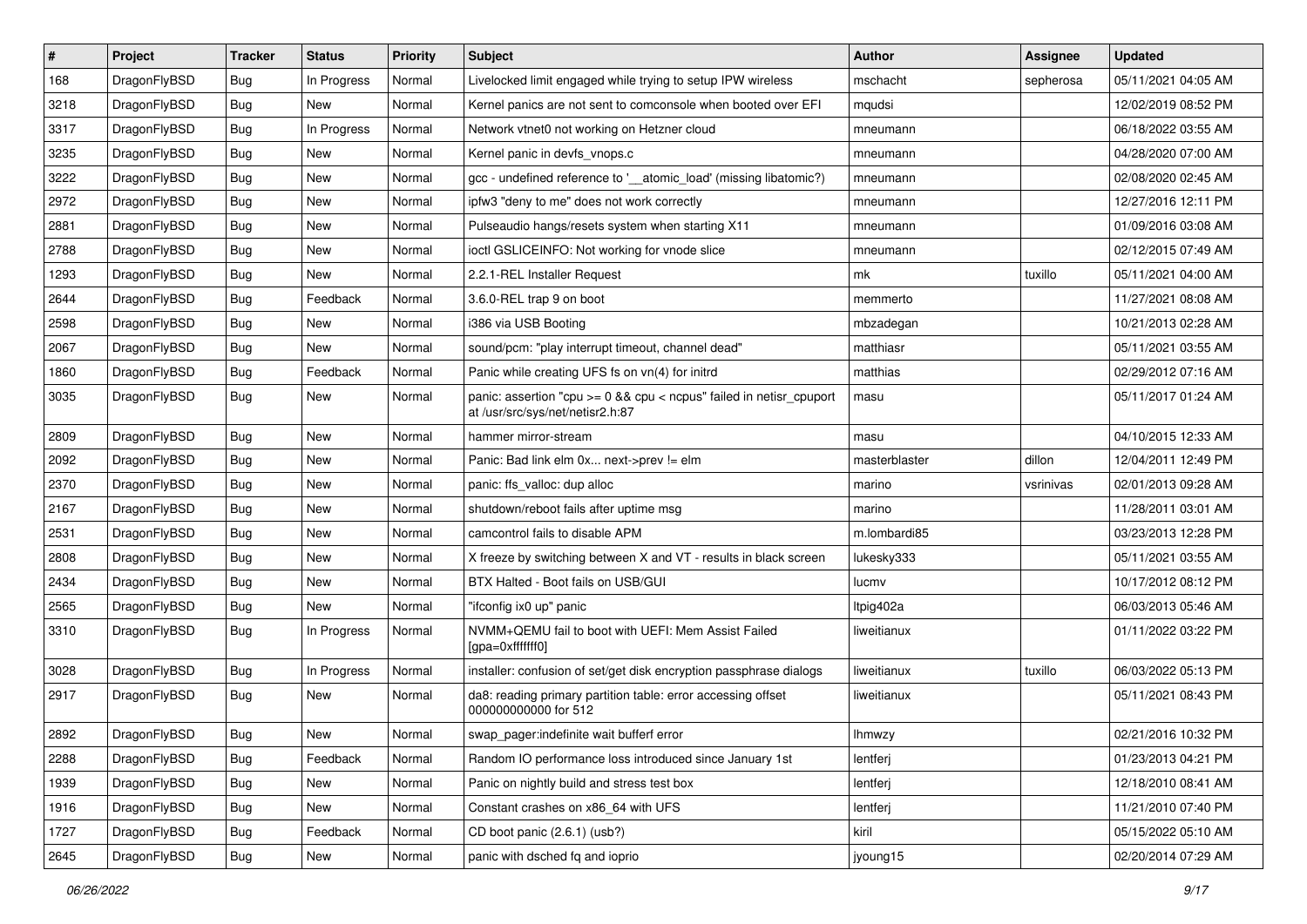| # | Project | Tracker | Status | Priority | Subject | Author | Assignee | Updated |
|---|---|---|---|---|---|---|---|---|
| 168 | DragonFlyBSD | Bug | In Progress | Normal | Livelocked limit engaged while trying to setup IPW wireless | mschacht | sepherosa | 05/11/2021 04:05 AM |
| 3218 | DragonFlyBSD | Bug | New | Normal | Kernel panics are not sent to comconsole when booted over EFI | mqudsi | | 12/02/2019 08:52 PM |
| 3317 | DragonFlyBSD | Bug | In Progress | Normal | Network vtnet0 not working on Hetzner cloud | mneumann | | 06/18/2022 03:55 AM |
| 3235 | DragonFlyBSD | Bug | New | Normal | Kernel panic in devfs_vnops.c | mneumann | | 04/28/2020 07:00 AM |
| 3222 | DragonFlyBSD | Bug | New | Normal | gcc - undefined reference to '__atomic_load' (missing libatomic?) | mneumann | | 02/08/2020 02:45 AM |
| 2972 | DragonFlyBSD | Bug | New | Normal | ipfw3 "deny to me" does not work correctly | mneumann | | 12/27/2016 12:11 PM |
| 2881 | DragonFlyBSD | Bug | New | Normal | Pulseaudio hangs/resets system when starting X11 | mneumann | | 01/09/2016 03:08 AM |
| 2788 | DragonFlyBSD | Bug | New | Normal | ioctl GSLICEINFO: Not working for vnode slice | mneumann | | 02/12/2015 07:49 AM |
| 1293 | DragonFlyBSD | Bug | New | Normal | 2.2.1-REL Installer Request | mk | tuxillo | 05/11/2021 04:00 AM |
| 2644 | DragonFlyBSD | Bug | Feedback | Normal | 3.6.0-REL trap 9 on boot | memmerto | | 11/27/2021 08:08 AM |
| 2598 | DragonFlyBSD | Bug | New | Normal | i386 via USB Booting | mbzadegan | | 10/21/2013 02:28 AM |
| 2067 | DragonFlyBSD | Bug | New | Normal | sound/pcm: "play interrupt timeout, channel dead" | matthiasr | | 05/11/2021 03:55 AM |
| 1860 | DragonFlyBSD | Bug | Feedback | Normal | Panic while creating UFS fs on vn(4) for initrd | matthias | | 02/29/2012 07:16 AM |
| 3035 | DragonFlyBSD | Bug | New | Normal | panic: assertion "cpu >= 0 && cpu < ncpus" failed in netisr_cpuport at /usr/src/sys/net/netisr2.h:87 | masu | | 05/11/2017 01:24 AM |
| 2809 | DragonFlyBSD | Bug | New | Normal | hammer mirror-stream | masu | | 04/10/2015 12:33 AM |
| 2092 | DragonFlyBSD | Bug | New | Normal | Panic: Bad link elm 0x... next->prev != elm | masterblaster | dillon | 12/04/2011 12:49 PM |
| 2370 | DragonFlyBSD | Bug | New | Normal | panic: ffs_valloc: dup alloc | marino | vsrinivas | 02/01/2013 09:28 AM |
| 2167 | DragonFlyBSD | Bug | New | Normal | shutdown/reboot fails after uptime msg | marino | | 11/28/2011 03:01 AM |
| 2531 | DragonFlyBSD | Bug | New | Normal | camcontrol fails to disable APM | m.lombardi85 | | 03/23/2013 12:28 PM |
| 2808 | DragonFlyBSD | Bug | New | Normal | X freeze by switching between X and VT - results in black screen | lukesky333 | | 05/11/2021 03:55 AM |
| 2434 | DragonFlyBSD | Bug | New | Normal | BTX Halted - Boot fails on USB/GUI | lucmv | | 10/17/2012 08:12 PM |
| 2565 | DragonFlyBSD | Bug | New | Normal | "ifconfig ix0 up" panic | ltpig402a | | 06/03/2013 05:46 AM |
| 3310 | DragonFlyBSD | Bug | In Progress | Normal | NVMM+QEMU fail to boot with UEFI: Mem Assist Failed [gpa=0xfffffff0] | liweitianux | | 01/11/2022 03:22 PM |
| 3028 | DragonFlyBSD | Bug | In Progress | Normal | installer: confusion of set/get disk encryption passphrase dialogs | liweitianux | tuxillo | 06/03/2022 05:13 PM |
| 2917 | DragonFlyBSD | Bug | New | Normal | da8: reading primary partition table: error accessing offset 000000000000 for 512 | liweitianux | | 05/11/2021 08:43 PM |
| 2892 | DragonFlyBSD | Bug | New | Normal | swap_pager:indefinite wait bufferf error | lhmwzy | | 02/21/2016 10:32 PM |
| 2288 | DragonFlyBSD | Bug | Feedback | Normal | Random IO performance loss introduced since January 1st | lentferj | | 01/23/2013 04:21 PM |
| 1939 | DragonFlyBSD | Bug | New | Normal | Panic on nightly build and stress test box | lentferj | | 12/18/2010 08:41 AM |
| 1916 | DragonFlyBSD | Bug | New | Normal | Constant crashes on x86_64 with UFS | lentferj | | 11/21/2010 07:40 PM |
| 1727 | DragonFlyBSD | Bug | Feedback | Normal | CD boot panic (2.6.1) (usb?) | kiril | | 05/15/2022 05:10 AM |
| 2645 | DragonFlyBSD | Bug | New | Normal | panic with dsched fq and ioprio | jyoung15 | | 02/20/2014 07:29 AM |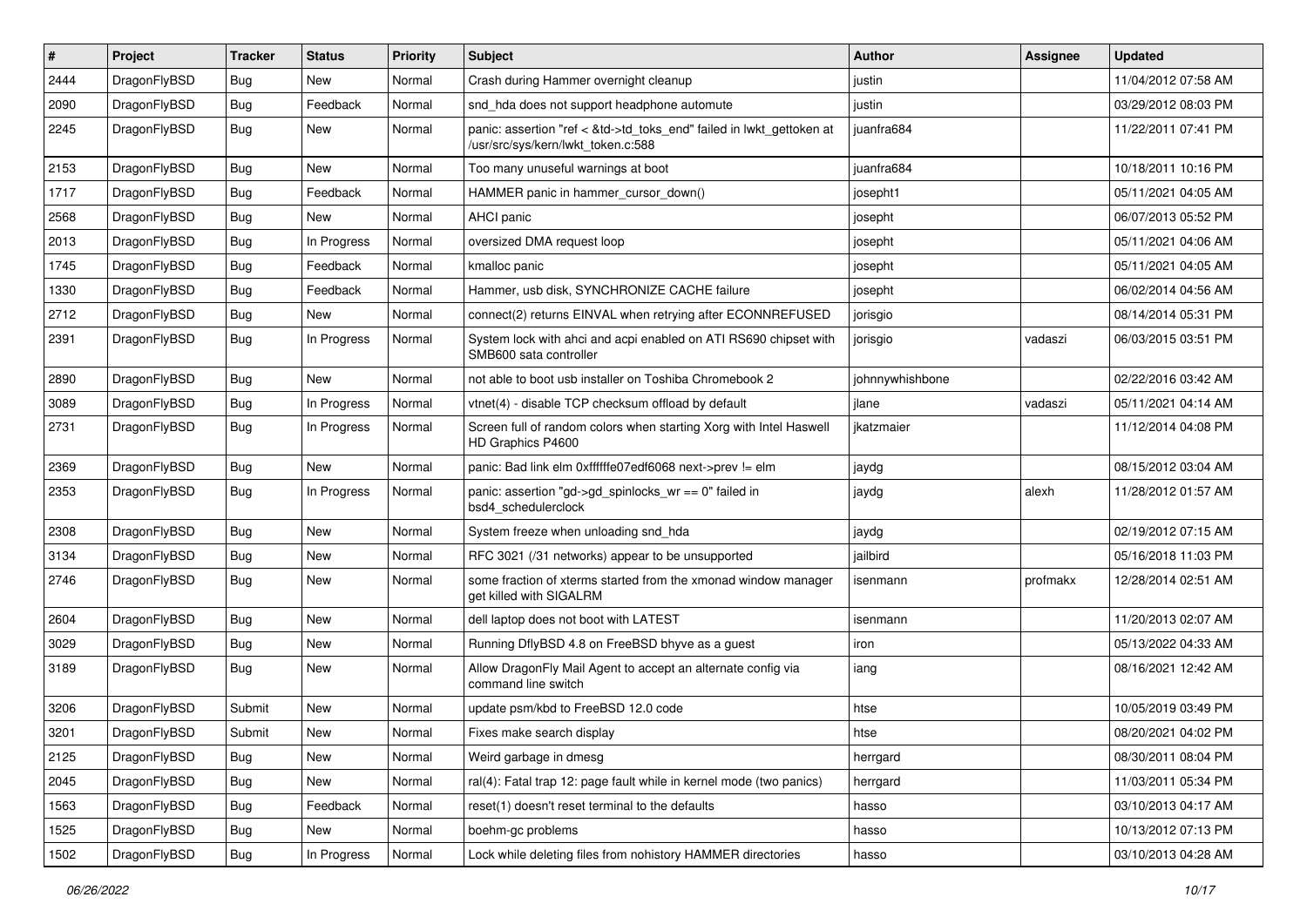| # | Project | Tracker | Status | Priority | Subject | Author | Assignee | Updated |
|---|---|---|---|---|---|---|---|---|
| 2444 | DragonFlyBSD | Bug | New | Normal | Crash during Hammer overnight cleanup | justin | | 11/04/2012 07:58 AM |
| 2090 | DragonFlyBSD | Bug | Feedback | Normal | snd_hda does not support headphone automute | justin | | 03/29/2012 08:03 PM |
| 2245 | DragonFlyBSD | Bug | New | Normal | panic: assertion "ref < &td->td_toks_end" failed in lwkt_gettoken at /usr/src/sys/kern/lwkt_token.c:588 | juanfra684 | | 11/22/2011 07:41 PM |
| 2153 | DragonFlyBSD | Bug | New | Normal | Too many unuseful warnings at boot | juanfra684 | | 10/18/2011 10:16 PM |
| 1717 | DragonFlyBSD | Bug | Feedback | Normal | HAMMER panic in hammer_cursor_down() | josepht1 | | 05/11/2021 04:05 AM |
| 2568 | DragonFlyBSD | Bug | New | Normal | AHCI panic | josepht | | 06/07/2013 05:52 PM |
| 2013 | DragonFlyBSD | Bug | In Progress | Normal | oversized DMA request loop | josepht | | 05/11/2021 04:06 AM |
| 1745 | DragonFlyBSD | Bug | Feedback | Normal | kmalloc panic | josepht | | 05/11/2021 04:05 AM |
| 1330 | DragonFlyBSD | Bug | Feedback | Normal | Hammer, usb disk, SYNCHRONIZE CACHE failure | josepht | | 06/02/2014 04:56 AM |
| 2712 | DragonFlyBSD | Bug | New | Normal | connect(2) returns EINVAL when retrying after ECONNREFUSED | jorisgio | | 08/14/2014 05:31 PM |
| 2391 | DragonFlyBSD | Bug | In Progress | Normal | System lock with ahci and acpi enabled on ATI RS690 chipset with SMB600 sata controller | jorisgio | vadaszi | 06/03/2015 03:51 PM |
| 2890 | DragonFlyBSD | Bug | New | Normal | not able to boot usb installer on Toshiba Chromebook 2 | johnnywhishbone | | 02/22/2016 03:42 AM |
| 3089 | DragonFlyBSD | Bug | In Progress | Normal | vtnet(4) - disable TCP checksum offload by default | jlane | vadaszi | 05/11/2021 04:14 AM |
| 2731 | DragonFlyBSD | Bug | In Progress | Normal | Screen full of random colors when starting Xorg with Intel Haswell HD Graphics P4600 | jkatzmaier | | 11/12/2014 04:08 PM |
| 2369 | DragonFlyBSD | Bug | New | Normal | panic: Bad link elm 0xffffffe07edf6068 next->prev != elm | jaydg | | 08/15/2012 03:04 AM |
| 2353 | DragonFlyBSD | Bug | In Progress | Normal | panic: assertion "gd->gd_spinlocks_wr == 0" failed in bsd4_schedulerclock | jaydg | alexh | 11/28/2012 01:57 AM |
| 2308 | DragonFlyBSD | Bug | New | Normal | System freeze when unloading snd_hda | jaydg | | 02/19/2012 07:15 AM |
| 3134 | DragonFlyBSD | Bug | New | Normal | RFC 3021 (/31 networks) appear to be unsupported | jailbird | | 05/16/2018 11:03 PM |
| 2746 | DragonFlyBSD | Bug | New | Normal | some fraction of xterms started from the xmonad window manager get killed with SIGALRM | isenmann | profmakx | 12/28/2014 02:51 AM |
| 2604 | DragonFlyBSD | Bug | New | Normal | dell laptop does not boot with LATEST | isenmann | | 11/20/2013 02:07 AM |
| 3029 | DragonFlyBSD | Bug | New | Normal | Running DflyBSD 4.8 on FreeBSD bhyve as a guest | iron | | 05/13/2022 04:33 AM |
| 3189 | DragonFlyBSD | Bug | New | Normal | Allow DragonFly Mail Agent to accept an alternate config via command line switch | iang | | 08/16/2021 12:42 AM |
| 3206 | DragonFlyBSD | Submit | New | Normal | update psm/kbd to FreeBSD 12.0 code | htse | | 10/05/2019 03:49 PM |
| 3201 | DragonFlyBSD | Submit | New | Normal | Fixes make search display | htse | | 08/20/2021 04:02 PM |
| 2125 | DragonFlyBSD | Bug | New | Normal | Weird garbage in dmesg | herrgard | | 08/30/2011 08:04 PM |
| 2045 | DragonFlyBSD | Bug | New | Normal | ral(4): Fatal trap 12: page fault while in kernel mode (two panics) | herrgard | | 11/03/2011 05:34 PM |
| 1563 | DragonFlyBSD | Bug | Feedback | Normal | reset(1) doesn't reset terminal to the defaults | hasso | | 03/10/2013 04:17 AM |
| 1525 | DragonFlyBSD | Bug | New | Normal | boehm-gc problems | hasso | | 10/13/2012 07:13 PM |
| 1502 | DragonFlyBSD | Bug | In Progress | Normal | Lock while deleting files from nohistory HAMMER directories | hasso | | 03/10/2013 04:28 AM |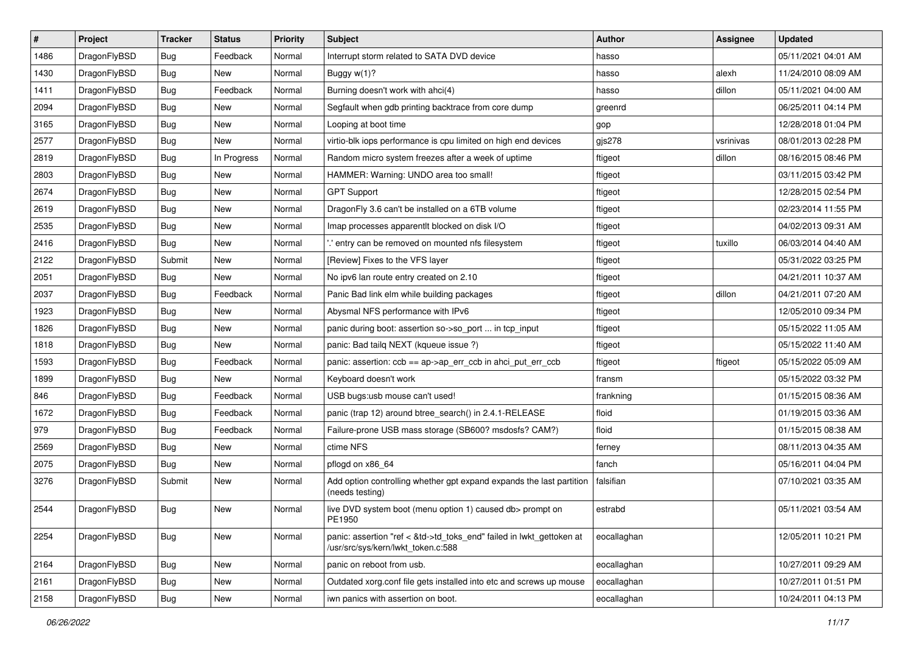| # | Project | Tracker | Status | Priority | Subject | Author | Assignee | Updated |
|---|---|---|---|---|---|---|---|---|
| 1486 | DragonFlyBSD | Bug | Feedback | Normal | Interrupt storm related to SATA DVD device | hasso | | 05/11/2021 04:01 AM |
| 1430 | DragonFlyBSD | Bug | New | Normal | Buggy w(1)? | hasso | alexh | 11/24/2010 08:09 AM |
| 1411 | DragonFlyBSD | Bug | Feedback | Normal | Burning doesn't work with ahci(4) | hasso | dillon | 05/11/2021 04:00 AM |
| 2094 | DragonFlyBSD | Bug | New | Normal | Segfault when gdb printing backtrace from core dump | greenrd | | 06/25/2011 04:14 PM |
| 3165 | DragonFlyBSD | Bug | New | Normal | Looping at boot time | gop | | 12/28/2018 01:04 PM |
| 2577 | DragonFlyBSD | Bug | New | Normal | virtio-blk iops performance is cpu limited on high end devices | gjs278 | vsrinivas | 08/01/2013 02:28 PM |
| 2819 | DragonFlyBSD | Bug | In Progress | Normal | Random micro system freezes after a week of uptime | ftigeot | dillon | 08/16/2015 08:46 PM |
| 2803 | DragonFlyBSD | Bug | New | Normal | HAMMER: Warning: UNDO area too small! | ftigeot | | 03/11/2015 03:42 PM |
| 2674 | DragonFlyBSD | Bug | New | Normal | GPT Support | ftigeot | | 12/28/2015 02:54 PM |
| 2619 | DragonFlyBSD | Bug | New | Normal | DragonFly 3.6 can't be installed on a 6TB volume | ftigeot | | 02/23/2014 11:55 PM |
| 2535 | DragonFlyBSD | Bug | New | Normal | Imap processes apparentlt blocked on disk I/O | ftigeot | | 04/02/2013 09:31 AM |
| 2416 | DragonFlyBSD | Bug | New | Normal | '.' entry can be removed on mounted nfs filesystem | ftigeot | tuxillo | 06/03/2014 04:40 AM |
| 2122 | DragonFlyBSD | Submit | New | Normal | [Review] Fixes to the VFS layer | ftigeot | | 05/31/2022 03:25 PM |
| 2051 | DragonFlyBSD | Bug | New | Normal | No ipv6 lan route entry created on 2.10 | ftigeot | | 04/21/2011 10:37 AM |
| 2037 | DragonFlyBSD | Bug | Feedback | Normal | Panic Bad link elm while building packages | ftigeot | dillon | 04/21/2011 07:20 AM |
| 1923 | DragonFlyBSD | Bug | New | Normal | Abysmal NFS performance with IPv6 | ftigeot | | 12/05/2010 09:34 PM |
| 1826 | DragonFlyBSD | Bug | New | Normal | panic during boot: assertion so->so_port ... in tcp_input | ftigeot | | 05/15/2022 11:05 AM |
| 1818 | DragonFlyBSD | Bug | New | Normal | panic: Bad tailq NEXT (kqueue issue ?) | ftigeot | | 05/15/2022 11:40 AM |
| 1593 | DragonFlyBSD | Bug | Feedback | Normal | panic: assertion: ccb == ap->ap_err_ccb in ahci_put_err_ccb | ftigeot | ftigeot | 05/15/2022 05:09 AM |
| 1899 | DragonFlyBSD | Bug | New | Normal | Keyboard doesn't work | fransm | | 05/15/2022 03:32 PM |
| 846 | DragonFlyBSD | Bug | Feedback | Normal | USB bugs:usb mouse can't used! | frankning | | 01/15/2015 08:36 AM |
| 1672 | DragonFlyBSD | Bug | Feedback | Normal | panic (trap 12) around btree_search() in 2.4.1-RELEASE | floid | | 01/19/2015 03:36 AM |
| 979 | DragonFlyBSD | Bug | Feedback | Normal | Failure-prone USB mass storage (SB600? msdosfs? CAM?) | floid | | 01/15/2015 08:38 AM |
| 2569 | DragonFlyBSD | Bug | New | Normal | ctime NFS | ferney | | 08/11/2013 04:35 AM |
| 2075 | DragonFlyBSD | Bug | New | Normal | pflogd on x86_64 | fanch | | 05/16/2011 04:04 PM |
| 3276 | DragonFlyBSD | Submit | New | Normal | Add option controlling whether gpt expand expands the last partition (needs testing) | falsifian | | 07/10/2021 03:35 AM |
| 2544 | DragonFlyBSD | Bug | New | Normal | live DVD system boot (menu option 1) caused db> prompt on PE1950 | estrabd | | 05/11/2021 03:54 AM |
| 2254 | DragonFlyBSD | Bug | New | Normal | panic: assertion "ref < &td->td_toks_end" failed in lwkt_gettoken at /usr/src/sys/kern/lwkt_token.c:588 | eocallaghan | | 12/05/2011 10:21 PM |
| 2164 | DragonFlyBSD | Bug | New | Normal | panic on reboot from usb. | eocallaghan | | 10/27/2011 09:29 AM |
| 2161 | DragonFlyBSD | Bug | New | Normal | Outdated xorg.conf file gets installed into etc and screws up mouse | eocallaghan | | 10/27/2011 01:51 PM |
| 2158 | DragonFlyBSD | Bug | New | Normal | iwn panics with assertion on boot. | eocallaghan | | 10/24/2011 04:13 PM |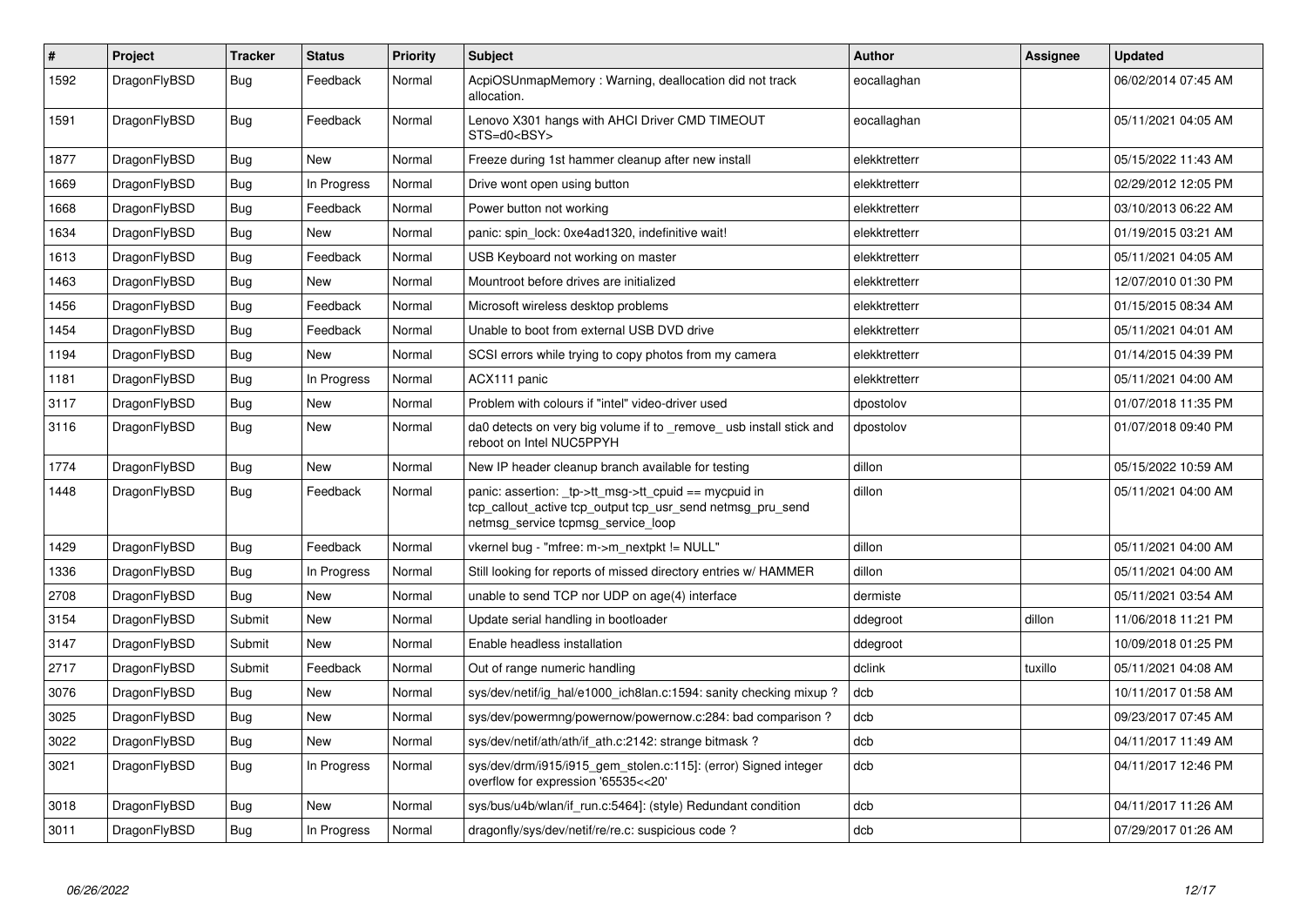| # | Project | Tracker | Status | Priority | Subject | Author | Assignee | Updated |
|---|---|---|---|---|---|---|---|---|
| 1592 | DragonFlyBSD | Bug | Feedback | Normal | AcpiOSUnmapMemory : Warning, deallocation did not track allocation. | eocallaghan | | 06/02/2014 07:45 AM |
| 1591 | DragonFlyBSD | Bug | Feedback | Normal | Lenovo X301 hangs with AHCI Driver CMD TIMEOUT STS=d0<BSY> | eocallaghan | | 05/11/2021 04:05 AM |
| 1877 | DragonFlyBSD | Bug | New | Normal | Freeze during 1st hammer cleanup after new install | elekktretterr | | 05/15/2022 11:43 AM |
| 1669 | DragonFlyBSD | Bug | In Progress | Normal | Drive wont open using button | elekktretterr | | 02/29/2012 12:05 PM |
| 1668 | DragonFlyBSD | Bug | Feedback | Normal | Power button not working | elekktretterr | | 03/10/2013 06:22 AM |
| 1634 | DragonFlyBSD | Bug | New | Normal | panic: spin_lock: 0xe4ad1320, indefinitive wait! | elekktretterr | | 01/19/2015 03:21 AM |
| 1613 | DragonFlyBSD | Bug | Feedback | Normal | USB Keyboard not working on master | elekktretterr | | 05/11/2021 04:05 AM |
| 1463 | DragonFlyBSD | Bug | New | Normal | Mountroot before drives are initialized | elekktretterr | | 12/07/2010 01:30 PM |
| 1456 | DragonFlyBSD | Bug | Feedback | Normal | Microsoft wireless desktop problems | elekktretterr | | 01/15/2015 08:34 AM |
| 1454 | DragonFlyBSD | Bug | Feedback | Normal | Unable to boot from external USB DVD drive | elekktretterr | | 05/11/2021 04:01 AM |
| 1194 | DragonFlyBSD | Bug | New | Normal | SCSI errors while trying to copy photos from my camera | elekktretterr | | 01/14/2015 04:39 PM |
| 1181 | DragonFlyBSD | Bug | In Progress | Normal | ACX111 panic | elekktretterr | | 05/11/2021 04:00 AM |
| 3117 | DragonFlyBSD | Bug | New | Normal | Problem with colours if "intel" video-driver used | dpostolov | | 01/07/2018 11:35 PM |
| 3116 | DragonFlyBSD | Bug | New | Normal | da0 detects on very big volume if to _remove_ usb install stick and reboot on Intel NUC5PPYH | dpostolov | | 01/07/2018 09:40 PM |
| 1774 | DragonFlyBSD | Bug | New | Normal | New IP header cleanup branch available for testing | dillon | | 05/15/2022 10:59 AM |
| 1448 | DragonFlyBSD | Bug | Feedback | Normal | panic: assertion: _tp->tt_msg->tt_cpuid == mycpuid in tcp_callout_active tcp_output tcp_usr_send netmsg_pru_send netmsg_service tcpmsg_service_loop | dillon | | 05/11/2021 04:00 AM |
| 1429 | DragonFlyBSD | Bug | Feedback | Normal | vkernel bug - "mfree: m->m_nextpkt != NULL" | dillon | | 05/11/2021 04:00 AM |
| 1336 | DragonFlyBSD | Bug | In Progress | Normal | Still looking for reports of missed directory entries w/ HAMMER | dillon | | 05/11/2021 04:00 AM |
| 2708 | DragonFlyBSD | Bug | New | Normal | unable to send TCP nor UDP on age(4) interface | dermiste | | 05/11/2021 03:54 AM |
| 3154 | DragonFlyBSD | Submit | New | Normal | Update serial handling in bootloader | ddegroot | dillon | 11/06/2018 11:21 PM |
| 3147 | DragonFlyBSD | Submit | New | Normal | Enable headless installation | ddegroot | | 10/09/2018 01:25 PM |
| 2717 | DragonFlyBSD | Submit | Feedback | Normal | Out of range numeric handling | dclink | tuxillo | 05/11/2021 04:08 AM |
| 3076 | DragonFlyBSD | Bug | New | Normal | sys/dev/netif/ig_hal/e1000_ich8lan.c:1594: sanity checking mixup ? | dcb | | 10/11/2017 01:58 AM |
| 3025 | DragonFlyBSD | Bug | New | Normal | sys/dev/powermng/powernow/powernow.c:284: bad comparison ? | dcb | | 09/23/2017 07:45 AM |
| 3022 | DragonFlyBSD | Bug | New | Normal | sys/dev/netif/ath/ath/if_ath.c:2142: strange bitmask ? | dcb | | 04/11/2017 11:49 AM |
| 3021 | DragonFlyBSD | Bug | In Progress | Normal | sys/dev/drm/i915/i915_gem_stolen.c:115]: (error) Signed integer overflow for expression '65535<<20' | dcb | | 04/11/2017 12:46 PM |
| 3018 | DragonFlyBSD | Bug | New | Normal | sys/bus/u4b/wlan/if_run.c:5464]: (style) Redundant condition | dcb | | 04/11/2017 11:26 AM |
| 3011 | DragonFlyBSD | Bug | In Progress | Normal | dragonfly/sys/dev/netif/re/re.c: suspicious code ? | dcb | | 07/29/2017 01:26 AM |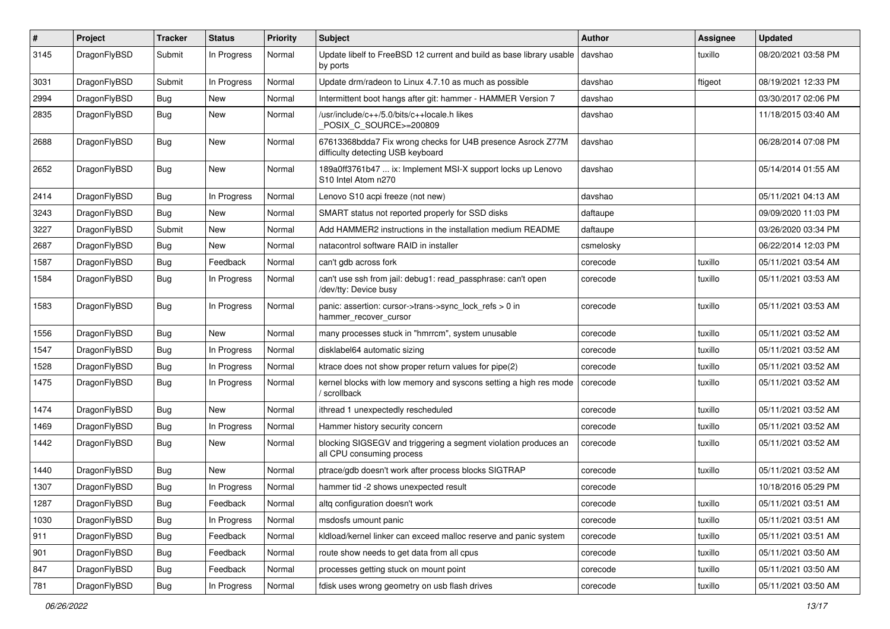| # | Project | Tracker | Status | Priority | Subject | Author | Assignee | Updated |
|---|---|---|---|---|---|---|---|---|
| 3145 | DragonFlyBSD | Submit | In Progress | Normal | Update libelf to FreeBSD 12 current and build as base library usable by ports | davshao | tuxillo | 08/20/2021 03:58 PM |
| 3031 | DragonFlyBSD | Submit | In Progress | Normal | Update drm/radeon to Linux 4.7.10 as much as possible | davshao | ftigeot | 08/19/2021 12:33 PM |
| 2994 | DragonFlyBSD | Bug | New | Normal | Intermittent boot hangs after git: hammer - HAMMER Version 7 | davshao | | 03/30/2017 02:06 PM |
| 2835 | DragonFlyBSD | Bug | New | Normal | /usr/include/c++/5.0/bits/c++locale.h likes _POSIX_C_SOURCE>=200809 | davshao | | 11/18/2015 03:40 AM |
| 2688 | DragonFlyBSD | Bug | New | Normal | 67613368bdda7 Fix wrong checks for U4B presence Asrock Z77M difficulty detecting USB keyboard | davshao | | 06/28/2014 07:08 PM |
| 2652 | DragonFlyBSD | Bug | New | Normal | 189a0ff3761b47 ... ix: Implement MSI-X support locks up Lenovo S10 Intel Atom n270 | davshao | | 05/14/2014 01:55 AM |
| 2414 | DragonFlyBSD | Bug | In Progress | Normal | Lenovo S10 acpi freeze (not new) | davshao | | 05/11/2021 04:13 AM |
| 3243 | DragonFlyBSD | Bug | New | Normal | SMART status not reported properly for SSD disks | daftaupe | | 09/09/2020 11:03 PM |
| 3227 | DragonFlyBSD | Submit | New | Normal | Add HAMMER2 instructions in the installation medium README | daftaupe | | 03/26/2020 03:34 PM |
| 2687 | DragonFlyBSD | Bug | New | Normal | natacontrol software RAID in installer | csmelosky | | 06/22/2014 12:03 PM |
| 1587 | DragonFlyBSD | Bug | Feedback | Normal | can't gdb across fork | corecode | tuxillo | 05/11/2021 03:54 AM |
| 1584 | DragonFlyBSD | Bug | In Progress | Normal | can't use ssh from jail: debug1: read_passphrase: can't open /dev/tty: Device busy | corecode | tuxillo | 05/11/2021 03:53 AM |
| 1583 | DragonFlyBSD | Bug | In Progress | Normal | panic: assertion: cursor->trans->sync_lock_refs > 0 in hammer_recover_cursor | corecode | tuxillo | 05/11/2021 03:53 AM |
| 1556 | DragonFlyBSD | Bug | New | Normal | many processes stuck in "hmrrcm", system unusable | corecode | tuxillo | 05/11/2021 03:52 AM |
| 1547 | DragonFlyBSD | Bug | In Progress | Normal | disklabel64 automatic sizing | corecode | tuxillo | 05/11/2021 03:52 AM |
| 1528 | DragonFlyBSD | Bug | In Progress | Normal | ktrace does not show proper return values for pipe(2) | corecode | tuxillo | 05/11/2021 03:52 AM |
| 1475 | DragonFlyBSD | Bug | In Progress | Normal | kernel blocks with low memory and syscons setting a high res mode / scrollback | corecode | tuxillo | 05/11/2021 03:52 AM |
| 1474 | DragonFlyBSD | Bug | New | Normal | ithread 1 unexpectedly rescheduled | corecode | tuxillo | 05/11/2021 03:52 AM |
| 1469 | DragonFlyBSD | Bug | In Progress | Normal | Hammer history security concern | corecode | tuxillo | 05/11/2021 03:52 AM |
| 1442 | DragonFlyBSD | Bug | New | Normal | blocking SIGSEGV and triggering a segment violation produces an all CPU consuming process | corecode | tuxillo | 05/11/2021 03:52 AM |
| 1440 | DragonFlyBSD | Bug | New | Normal | ptrace/gdb doesn't work after process blocks SIGTRAP | corecode | tuxillo | 05/11/2021 03:52 AM |
| 1307 | DragonFlyBSD | Bug | In Progress | Normal | hammer tid -2 shows unexpected result | corecode | | 10/18/2016 05:29 PM |
| 1287 | DragonFlyBSD | Bug | Feedback | Normal | altq configuration doesn't work | corecode | tuxillo | 05/11/2021 03:51 AM |
| 1030 | DragonFlyBSD | Bug | In Progress | Normal | msdosfs umount panic | corecode | tuxillo | 05/11/2021 03:51 AM |
| 911 | DragonFlyBSD | Bug | Feedback | Normal | kldload/kernel linker can exceed malloc reserve and panic system | corecode | tuxillo | 05/11/2021 03:51 AM |
| 901 | DragonFlyBSD | Bug | Feedback | Normal | route show needs to get data from all cpus | corecode | tuxillo | 05/11/2021 03:50 AM |
| 847 | DragonFlyBSD | Bug | Feedback | Normal | processes getting stuck on mount point | corecode | tuxillo | 05/11/2021 03:50 AM |
| 781 | DragonFlyBSD | Bug | In Progress | Normal | fdisk uses wrong geometry on usb flash drives | corecode | tuxillo | 05/11/2021 03:50 AM |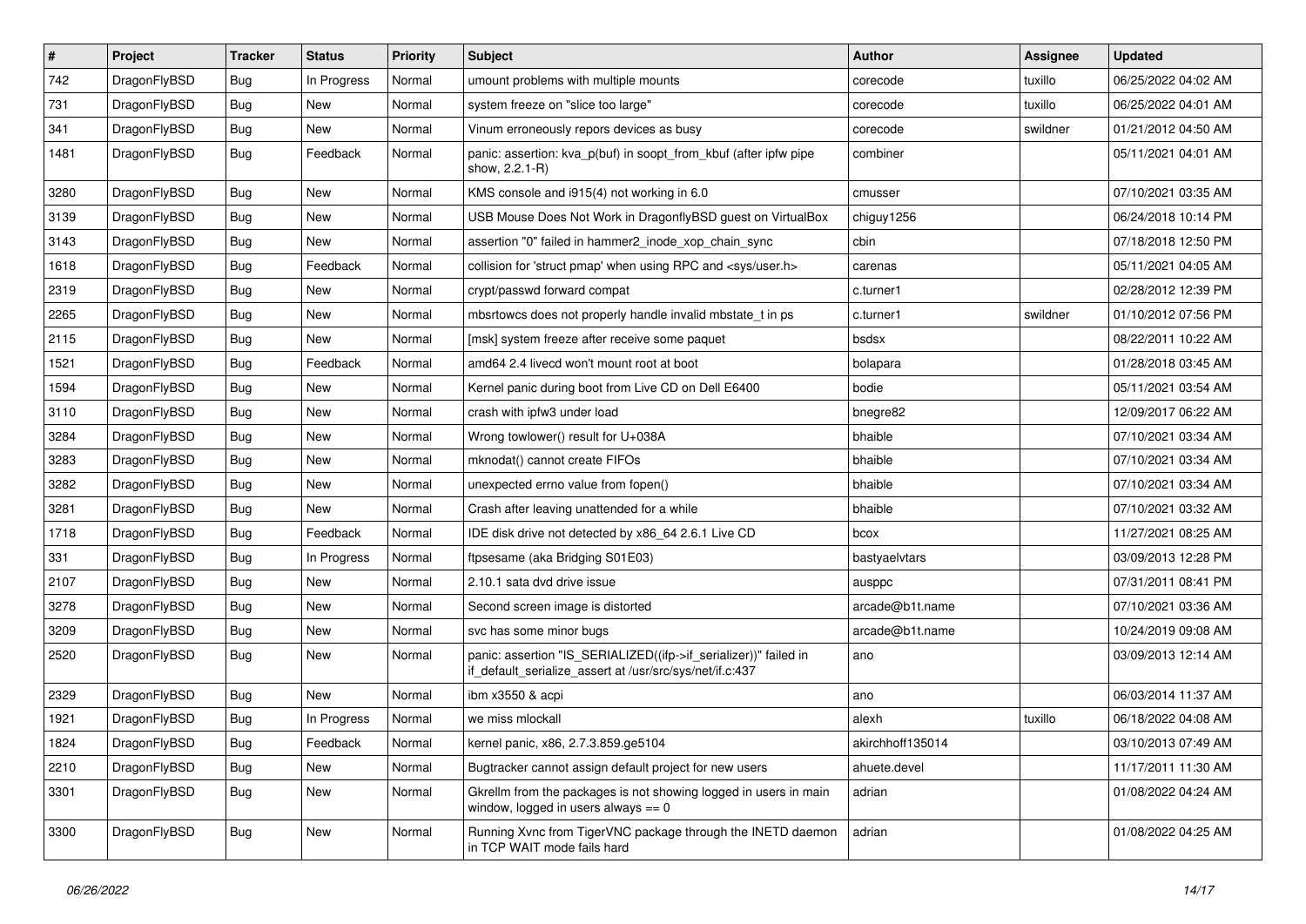| # | Project | Tracker | Status | Priority | Subject | Author | Assignee | Updated |
| --- | --- | --- | --- | --- | --- | --- | --- | --- |
| 742 | DragonFlyBSD | Bug | In Progress | Normal | umount problems with multiple mounts | corecode | tuxillo | 06/25/2022 04:02 AM |
| 731 | DragonFlyBSD | Bug | New | Normal | system freeze on "slice too large" | corecode | tuxillo | 06/25/2022 04:01 AM |
| 341 | DragonFlyBSD | Bug | New | Normal | Vinum erroneously repors devices as busy | corecode | swildner | 01/21/2012 04:50 AM |
| 1481 | DragonFlyBSD | Bug | Feedback | Normal | panic: assertion: kva_p(buf) in soopt_from_kbuf (after ipfw pipe show, 2.2.1-R) | combiner | | 05/11/2021 04:01 AM |
| 3280 | DragonFlyBSD | Bug | New | Normal | KMS console and i915(4) not working in 6.0 | cmusser | | 07/10/2021 03:35 AM |
| 3139 | DragonFlyBSD | Bug | New | Normal | USB Mouse Does Not Work in DragonflyBSD guest on VirtualBox | chiguy1256 | | 06/24/2018 10:14 PM |
| 3143 | DragonFlyBSD | Bug | New | Normal | assertion "0" failed in hammer2_inode_xop_chain_sync | cbin | | 07/18/2018 12:50 PM |
| 1618 | DragonFlyBSD | Bug | Feedback | Normal | collision for 'struct pmap' when using RPC and <sys/user.h> | carenas | | 05/11/2021 04:05 AM |
| 2319 | DragonFlyBSD | Bug | New | Normal | crypt/passwd forward compat | c.turner1 | | 02/28/2012 12:39 PM |
| 2265 | DragonFlyBSD | Bug | New | Normal | mbsrtowcs does not properly handle invalid mbstate_t in ps | c.turner1 | swildner | 01/10/2012 07:56 PM |
| 2115 | DragonFlyBSD | Bug | New | Normal | [msk] system freeze after receive some paquet | bsdsx | | 08/22/2011 10:22 AM |
| 1521 | DragonFlyBSD | Bug | Feedback | Normal | amd64 2.4 livecd won't mount root at boot | bolapara | | 01/28/2018 03:45 AM |
| 1594 | DragonFlyBSD | Bug | New | Normal | Kernel panic during boot from Live CD on Dell E6400 | bodie | | 05/11/2021 03:54 AM |
| 3110 | DragonFlyBSD | Bug | New | Normal | crash with ipfw3 under load | bnegre82 | | 12/09/2017 06:22 AM |
| 3284 | DragonFlyBSD | Bug | New | Normal | Wrong towlower() result for U+038A | bhaible | | 07/10/2021 03:34 AM |
| 3283 | DragonFlyBSD | Bug | New | Normal | mknodat() cannot create FIFOs | bhaible | | 07/10/2021 03:34 AM |
| 3282 | DragonFlyBSD | Bug | New | Normal | unexpected errno value from fopen() | bhaible | | 07/10/2021 03:34 AM |
| 3281 | DragonFlyBSD | Bug | New | Normal | Crash after leaving unattended for a while | bhaible | | 07/10/2021 03:32 AM |
| 1718 | DragonFlyBSD | Bug | Feedback | Normal | IDE disk drive not detected by x86_64 2.6.1 Live CD | bcox | | 11/27/2021 08:25 AM |
| 331 | DragonFlyBSD | Bug | In Progress | Normal | ftpsesame (aka Bridging S01E03) | bastyaelvtars | | 03/09/2013 12:28 PM |
| 2107 | DragonFlyBSD | Bug | New | Normal | 2.10.1 sata dvd drive issue | ausppc | | 07/31/2011 08:41 PM |
| 3278 | DragonFlyBSD | Bug | New | Normal | Second screen image is distorted | arcade@b1t.name | | 07/10/2021 03:36 AM |
| 3209 | DragonFlyBSD | Bug | New | Normal | svc has some minor bugs | arcade@b1t.name | | 10/24/2019 09:08 AM |
| 2520 | DragonFlyBSD | Bug | New | Normal | panic: assertion "IS_SERIALIZED((ifp->if_serializer))" failed in if_default_serialize_assert at /usr/src/sys/net/if.c:437 | ano | | 03/09/2013 12:14 AM |
| 2329 | DragonFlyBSD | Bug | New | Normal | ibm x3550 & acpi | ano | | 06/03/2014 11:37 AM |
| 1921 | DragonFlyBSD | Bug | In Progress | Normal | we miss mlockall | alexh | tuxillo | 06/18/2022 04:08 AM |
| 1824 | DragonFlyBSD | Bug | Feedback | Normal | kernel panic, x86, 2.7.3.859.ge5104 | akirchhoff135014 | | 03/10/2013 07:49 AM |
| 2210 | DragonFlyBSD | Bug | New | Normal | Bugtracker cannot assign default project for new users | ahuete.devel | | 11/17/2011 11:30 AM |
| 3301 | DragonFlyBSD | Bug | New | Normal | Gkrellm from the packages is not showing logged in users in main window, logged in users always == 0 | adrian | | 01/08/2022 04:24 AM |
| 3300 | DragonFlyBSD | Bug | New | Normal | Running Xvnc from TigerVNC package through the INETD daemon in TCP WAIT mode fails hard | adrian | | 01/08/2022 04:25 AM |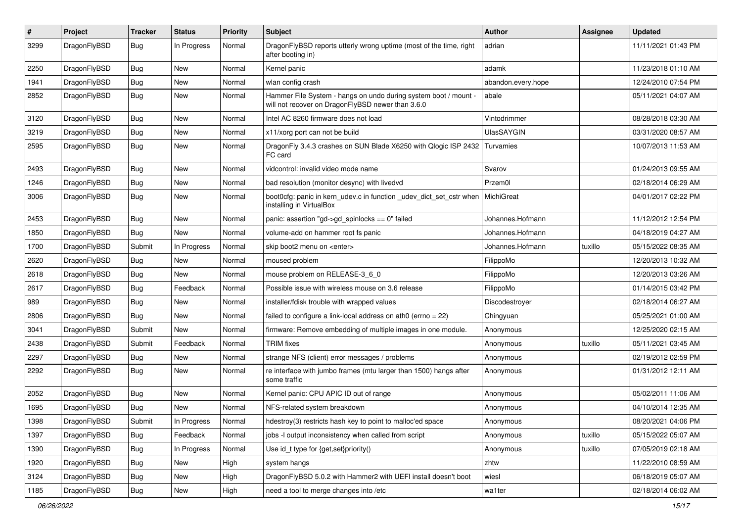| # | Project | Tracker | Status | Priority | Subject | Author | Assignee | Updated |
|---|---|---|---|---|---|---|---|---|
| 3299 | DragonFlyBSD | Bug | In Progress | Normal | DragonFlyBSD reports utterly wrong uptime (most of the time, right after booting in) | adrian | | 11/11/2021 01:43 PM |
| 2250 | DragonFlyBSD | Bug | New | Normal | Kernel panic | adamk | | 11/23/2018 01:10 AM |
| 1941 | DragonFlyBSD | Bug | New | Normal | wlan config crash | abandon.every.hope | | 12/24/2010 07:54 PM |
| 2852 | DragonFlyBSD | Bug | New | Normal | Hammer File System - hangs on undo during system boot / mount - will not recover on DragonFlyBSD newer than 3.6.0 | abale | | 05/11/2021 04:07 AM |
| 3120 | DragonFlyBSD | Bug | New | Normal | Intel AC 8260 firmware does not load | Vintodrimmer | | 08/28/2018 03:30 AM |
| 3219 | DragonFlyBSD | Bug | New | Normal | x11/xorg port can not be build | UlasSAYGIN | | 03/31/2020 08:57 AM |
| 2595 | DragonFlyBSD | Bug | New | Normal | DragonFly 3.4.3 crashes on SUN Blade X6250 with Qlogic ISP 2432 FC card | Turvamies | | 10/07/2013 11:53 AM |
| 2493 | DragonFlyBSD | Bug | New | Normal | vidcontrol: invalid video mode name | Svarov | | 01/24/2013 09:55 AM |
| 1246 | DragonFlyBSD | Bug | New | Normal | bad resolution (monitor desync) with livedvd | Przem0l | | 02/18/2014 06:29 AM |
| 3006 | DragonFlyBSD | Bug | New | Normal | boot0cfg: panic in kern_udev.c in function _udev_dict_set_cstr when installing in VirtualBox | MichiGreat | | 04/01/2017 02:22 PM |
| 2453 | DragonFlyBSD | Bug | New | Normal | panic: assertion "gd->gd_spinlocks == 0" failed | Johannes.Hofmann | | 11/12/2012 12:54 PM |
| 1850 | DragonFlyBSD | Bug | New | Normal | volume-add on hammer root fs panic | Johannes.Hofmann | | 04/18/2019 04:27 AM |
| 1700 | DragonFlyBSD | Submit | In Progress | Normal | skip boot2 menu on <enter> | Johannes.Hofmann | tuxillo | 05/15/2022 08:35 AM |
| 2620 | DragonFlyBSD | Bug | New | Normal | moused problem | FilippoMo | | 12/20/2013 10:32 AM |
| 2618 | DragonFlyBSD | Bug | New | Normal | mouse problem on RELEASE-3_6_0 | FilippoMo | | 12/20/2013 03:26 AM |
| 2617 | DragonFlyBSD | Bug | Feedback | Normal | Possible issue with wireless mouse on 3.6 release | FilippoMo | | 01/14/2015 03:42 PM |
| 989 | DragonFlyBSD | Bug | New | Normal | installer/fdisk trouble with wrapped values | Discodestroyer | | 02/18/2014 06:27 AM |
| 2806 | DragonFlyBSD | Bug | New | Normal | failed to configure a link-local address on ath0 (errno = 22) | Chingyuan | | 05/25/2021 01:00 AM |
| 3041 | DragonFlyBSD | Submit | New | Normal | firmware: Remove embedding of multiple images in one module. | Anonymous | | 12/25/2020 02:15 AM |
| 2438 | DragonFlyBSD | Submit | Feedback | Normal | TRIM fixes | Anonymous | tuxillo | 05/11/2021 03:45 AM |
| 2297 | DragonFlyBSD | Bug | New | Normal | strange NFS (client) error messages / problems | Anonymous | | 02/19/2012 02:59 PM |
| 2292 | DragonFlyBSD | Bug | New | Normal | re interface with jumbo frames (mtu larger than 1500) hangs after some traffic | Anonymous | | 01/31/2012 12:11 AM |
| 2052 | DragonFlyBSD | Bug | New | Normal | Kernel panic: CPU APIC ID out of range | Anonymous | | 05/02/2011 11:06 AM |
| 1695 | DragonFlyBSD | Bug | New | Normal | NFS-related system breakdown | Anonymous | | 04/10/2014 12:35 AM |
| 1398 | DragonFlyBSD | Submit | In Progress | Normal | hdestroy(3) restricts hash key to point to malloc'ed space | Anonymous | | 08/20/2021 04:06 PM |
| 1397 | DragonFlyBSD | Bug | Feedback | Normal | jobs -l output inconsistency when called from script | Anonymous | tuxillo | 05/15/2022 05:07 AM |
| 1390 | DragonFlyBSD | Bug | In Progress | Normal | Use id_t type for {get,set}priority() | Anonymous | tuxillo | 07/05/2019 02:18 AM |
| 1920 | DragonFlyBSD | Bug | New | High | system hangs | zhtw | | 11/22/2010 08:59 AM |
| 3124 | DragonFlyBSD | Bug | New | High | DragonFlyBSD 5.0.2 with Hammer2 with UEFI install doesn't boot | wiesl | | 06/18/2019 05:07 AM |
| 1185 | DragonFlyBSD | Bug | New | High | need a tool to merge changes into /etc | wa1ter | | 02/18/2014 06:02 AM |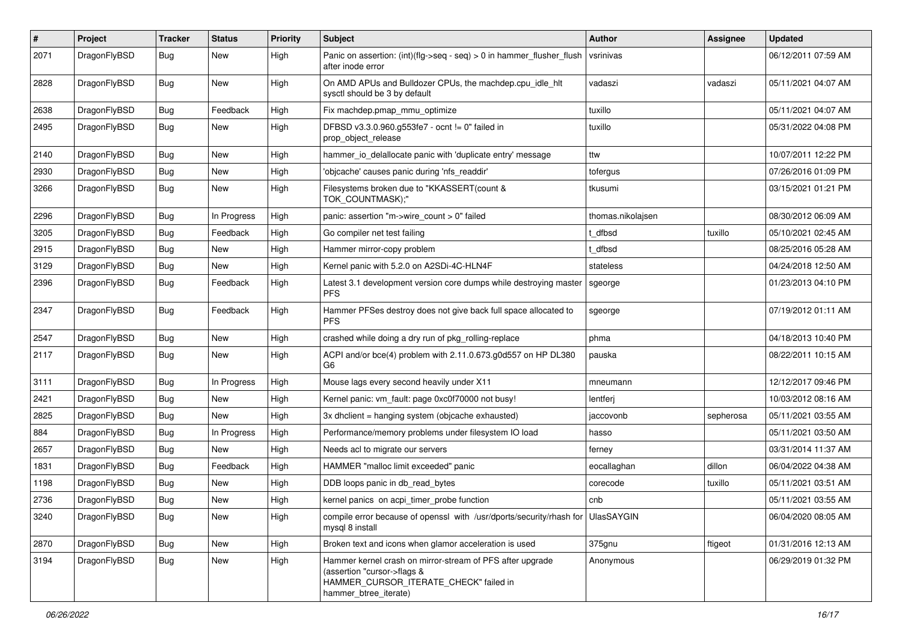| # | Project | Tracker | Status | Priority | Subject | Author | Assignee | Updated |
|---|---|---|---|---|---|---|---|---|
| 2071 | DragonFlyBSD | Bug | New | High | Panic on assertion: (int)(flg->seq - seq) > 0 in hammer_flusher_flush after inode error | vsrinivas | | 06/12/2011 07:59 AM |
| 2828 | DragonFlyBSD | Bug | New | High | On AMD APUs and Bulldozer CPUs, the machdep.cpu_idle_hlt sysctl should be 3 by default | vadaszi | vadaszi | 05/11/2021 04:07 AM |
| 2638 | DragonFlyBSD | Bug | Feedback | High | Fix machdep.pmap_mmu_optimize | tuxillo | | 05/11/2021 04:07 AM |
| 2495 | DragonFlyBSD | Bug | New | High | DFBSD v3.3.0.960.g553fe7 - ocnt != 0" failed in prop_object_release | tuxillo | | 05/31/2022 04:08 PM |
| 2140 | DragonFlyBSD | Bug | New | High | hammer_io_delallocate panic with 'duplicate entry' message | ttw | | 10/07/2011 12:22 PM |
| 2930 | DragonFlyBSD | Bug | New | High | 'objcache' causes panic during 'nfs_readdir' | tofergus | | 07/26/2016 01:09 PM |
| 3266 | DragonFlyBSD | Bug | New | High | Filesystems broken due to "KKASSERT(count & TOK_COUNTMASK);" | tkusumi | | 03/15/2021 01:21 PM |
| 2296 | DragonFlyBSD | Bug | In Progress | High | panic: assertion "m->wire_count > 0" failed | thomas.nikolajsen | | 08/30/2012 06:09 AM |
| 3205 | DragonFlyBSD | Bug | Feedback | High | Go compiler net test failing | t_dfbsd | tuxillo | 05/10/2021 02:45 AM |
| 2915 | DragonFlyBSD | Bug | New | High | Hammer mirror-copy problem | t_dfbsd | | 08/25/2016 05:28 AM |
| 3129 | DragonFlyBSD | Bug | New | High | Kernel panic with 5.2.0 on A2SDi-4C-HLN4F | stateless | | 04/24/2018 12:50 AM |
| 2396 | DragonFlyBSD | Bug | Feedback | High | Latest 3.1 development version core dumps while destroying master PFS | sgeorge | | 01/23/2013 04:10 PM |
| 2347 | DragonFlyBSD | Bug | Feedback | High | Hammer PFSes destroy does not give back full space allocated to PFS | sgeorge | | 07/19/2012 01:11 AM |
| 2547 | DragonFlyBSD | Bug | New | High | crashed while doing a dry run of pkg_rolling-replace | phma | | 04/18/2013 10:40 PM |
| 2117 | DragonFlyBSD | Bug | New | High | ACPI and/or bce(4) problem with 2.11.0.673.g0d557 on HP DL380 G6 | pauska | | 08/22/2011 10:15 AM |
| 3111 | DragonFlyBSD | Bug | In Progress | High | Mouse lags every second heavily under X11 | mneumann | | 12/12/2017 09:46 PM |
| 2421 | DragonFlyBSD | Bug | New | High | Kernel panic: vm_fault: page 0xc0f70000 not busy! | lentferj | | 10/03/2012 08:16 AM |
| 2825 | DragonFlyBSD | Bug | New | High | 3x dhclient = hanging system (objcache exhausted) | jaccovonb | sepherosa | 05/11/2021 03:55 AM |
| 884 | DragonFlyBSD | Bug | In Progress | High | Performance/memory problems under filesystem IO load | hasso | | 05/11/2021 03:50 AM |
| 2657 | DragonFlyBSD | Bug | New | High | Needs acl to migrate our servers | ferney | | 03/31/2014 11:37 AM |
| 1831 | DragonFlyBSD | Bug | Feedback | High | HAMMER "malloc limit exceeded" panic | eocallaghan | dillon | 06/04/2022 04:38 AM |
| 1198 | DragonFlyBSD | Bug | New | High | DDB loops panic in db_read_bytes | corecode | tuxillo | 05/11/2021 03:51 AM |
| 2736 | DragonFlyBSD | Bug | New | High | kernel panics on acpi_timer_probe function | cnb | | 05/11/2021 03:55 AM |
| 3240 | DragonFlyBSD | Bug | New | High | compile error because of openssl with /usr/dports/security/rhash for mysql 8 install | UlasSAYGIN | | 06/04/2020 08:05 AM |
| 2870 | DragonFlyBSD | Bug | New | High | Broken text and icons when glamor acceleration is used | 375gnu | ftigeot | 01/31/2016 12:13 AM |
| 3194 | DragonFlyBSD | Bug | New | High | Hammer kernel crash on mirror-stream of PFS after upgrade (assertion "cursor->flags & HAMMER_CURSOR_ITERATE_CHECK" failed in hammer_btree_iterate) | Anonymous | | 06/29/2019 01:32 PM |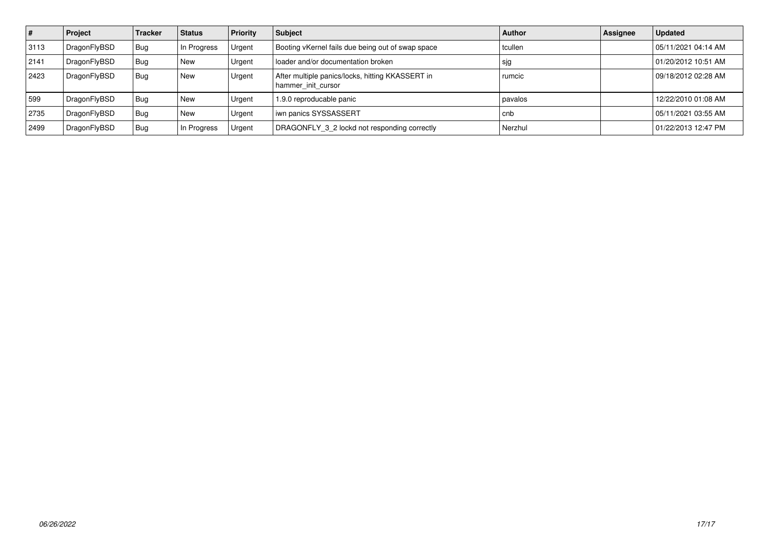| # | Project | Tracker | Status | Priority | Subject | Author | Assignee | Updated |
|---|---|---|---|---|---|---|---|---|
| 3113 | DragonFlyBSD | Bug | In Progress | Urgent | Booting vKernel fails due being out of swap space | tcullen | | 05/11/2021 04:14 AM |
| 2141 | DragonFlyBSD | Bug | New | Urgent | loader and/or documentation broken | sjg | | 01/20/2012 10:51 AM |
| 2423 | DragonFlyBSD | Bug | New | Urgent | After multiple panics/locks, hitting KKASSERT in hammer_init_cursor | rumcic | | 09/18/2012 02:28 AM |
| 599 | DragonFlyBSD | Bug | New | Urgent | 1.9.0 reproducable panic | pavalos | | 12/22/2010 01:08 AM |
| 2735 | DragonFlyBSD | Bug | New | Urgent | iwn panics SYSSASSERT | cnb | | 05/11/2021 03:55 AM |
| 2499 | DragonFlyBSD | Bug | In Progress | Urgent | DRAGONFLY_3_2 lockd not responding correctly | Nerzhul | | 01/22/2013 12:47 PM |

*06/26/2022*